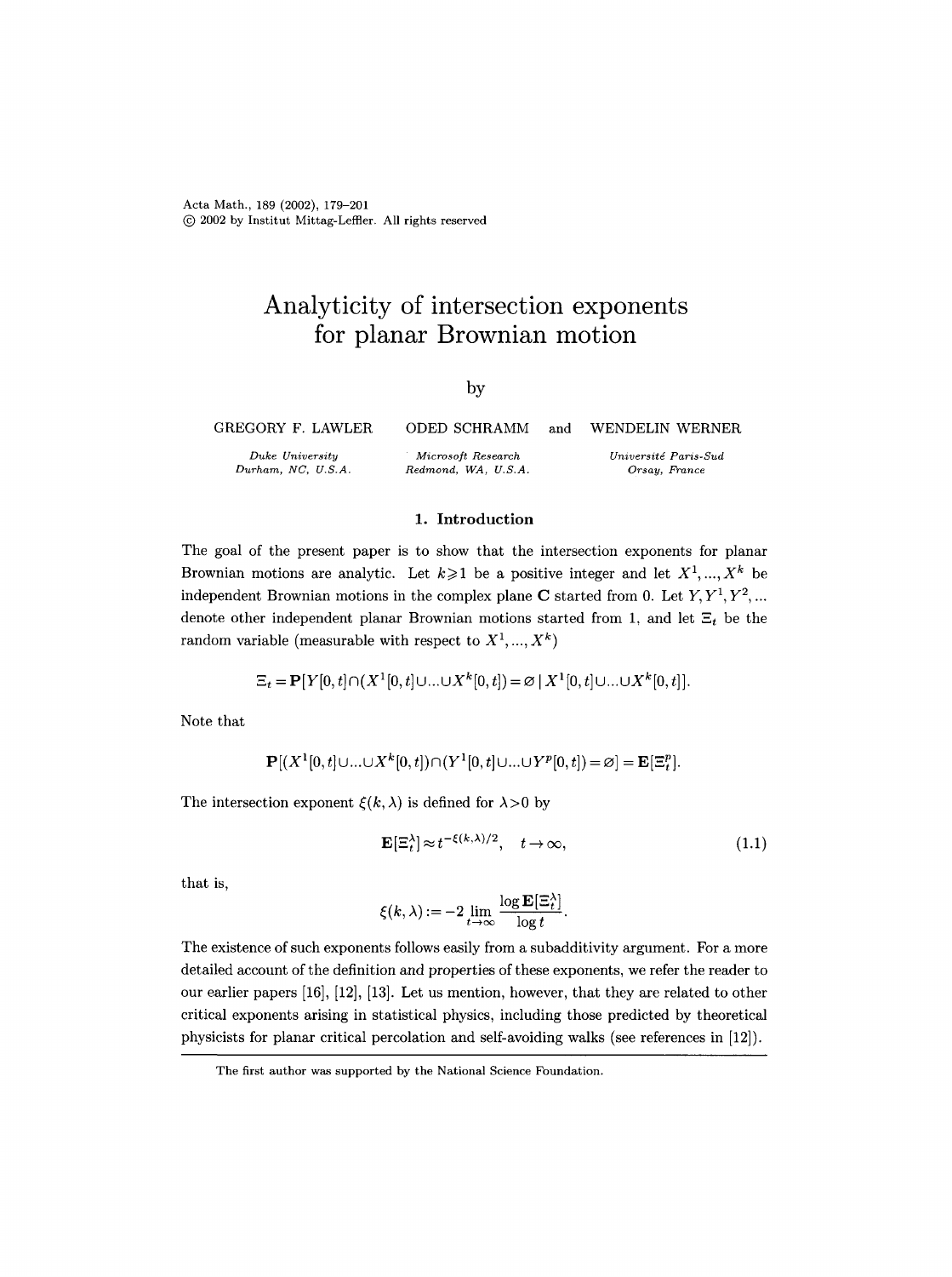# Analyticity of intersection exponents for planar Brownian motion

by

GREGORY F. LAWLER, ODED SCHRAMM and WENDELIN WERNER

*Duke University, Durham, NC, U.S.A.*

*Microsoft Research, Redmond, WA, U.S.A.*

*Université Paris-Sud, Orsay, France*

## 1. Introduction

The goal of the present paper is to show that the intersection exponents for planar Brownian motions are analytic. Let $k\geqslant 1$ be a positive integer and let $X^1, ..., X^k$ be independent Brownian motions in the complex plane $\mathbf{C}$ started from 0. Let $Y, Y^1, Y^2, ...$ denote other independent planar Brownian motions started from 1, and let $\Xi_t$ be the random variable (measurable with respect to $X^1, ..., X^k$)

$$\Xi_t = \mathbf{P}[Y[0,t]\cap(X^1[0,t]\cup...\cup X^k[0,t]) = \varnothing \mid X^1[0,t]\cup...\cup X^k[0,t]].$$

Note that

$$\mathbf{P}[(X^1[0,t]\cup...\cup X^k[0,t])\cap(Y^1[0,t]\cup...\cup Y^p[0,t]) = \varnothing] = \mathbf{E}[\Xi_t^p].$$

The intersection exponent $\xi(k,\lambda)$ is defined for $\lambda>0$ by

$$\mathbf{E}[\Xi_t^\lambda] \approx t^{-\xi(k,\lambda)/2}, \quad t\to\infty, \tag{1.1}$$

that is,

$$\xi(k,\lambda) := -2\lim_{t\to\infty}\frac{\log \mathbf{E}[\Xi_t^\lambda]}{\log t}.$$

The existence of such exponents follows easily from a subadditivity argument. For a more detailed account of the definition and properties of these exponents, we refer the reader to our earlier papers [16], [12], [13]. Let us mention, however, that they are related to other critical exponents arising in statistical physics, including those predicted by theoretical physicists for planar critical percolation and self-avoiding walks (see references in [12]).

The first author was supported by the National Science Foundation.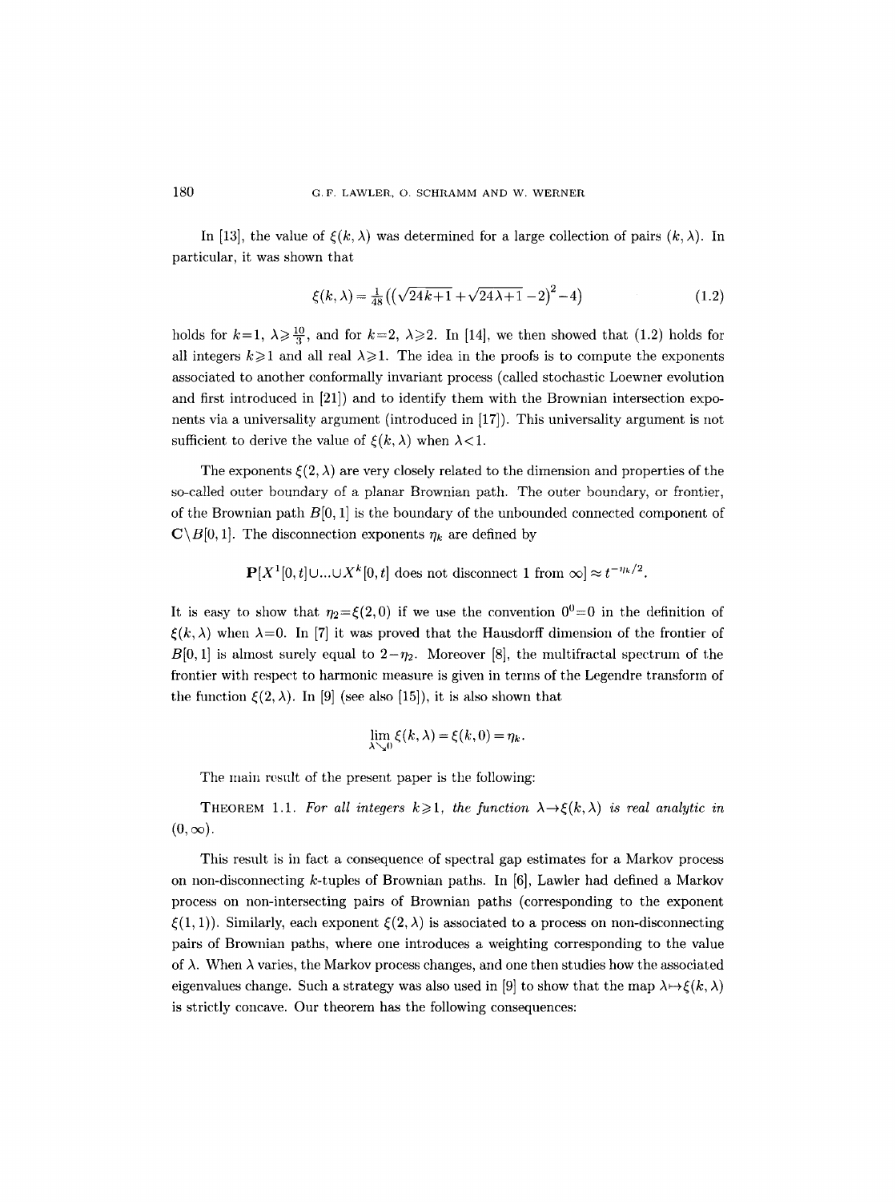In [13], the value of $\xi(k,\lambda)$ was determined for a large collection of pairs $(k,\lambda)$. In particular, it was shown that

$$\xi(k,\lambda)=\tfrac{1}{48}\left(\left(\sqrt{24k+1}+\sqrt{24\lambda+1}-2\right)^2-4\right) \tag{1.2}$$

holds for $k=1$, $\lambda\geqslant\frac{10}{3}$, and for $k=2$, $\lambda\geqslant 2$. In [14], we then showed that (1.2) holds for all integers $k\geqslant 1$ and all real $\lambda\geqslant 1$. The idea in the proofs is to compute the exponents associated to another conformally invariant process (called stochastic Loewner evolution and first introduced in [21]) and to identify them with the Brownian intersection exponents via a universality argument (introduced in [17]). This universality argument is not sufficient to derive the value of $\xi(k,\lambda)$ when $\lambda<1$.

The exponents $\xi(2,\lambda)$ are very closely related to the dimension and properties of the so-called outer boundary of a planar Brownian path. The outer boundary, or frontier, of the Brownian path $B[0,1]$ is the boundary of the unbounded connected component of $\mathbf{C}\setminus B[0,1]$. The disconnection exponents $\eta_k$ are defined by

$$\mathbf{P}[X^1[0,t]\cup\ldots\cup X^k[0,t] \text{ does not disconnect } 1 \text{ from } \infty]\approx t^{-\eta_k/2}.$$

It is easy to show that $\eta_2=\xi(2,0)$ if we use the convention $0^0=0$ in the definition of $\xi(k,\lambda)$ when $\lambda=0$. In [7] it was proved that the Hausdorff dimension of the frontier of $B[0,1]$ is almost surely equal to $2-\eta_2$. Moreover [8], the multifractal spectrum of the frontier with respect to harmonic measure is given in terms of the Legendre transform of the function $\xi(2,\lambda)$. In [9] (see also [15]), it is also shown that

$$\lim_{\lambda\searrow 0}\xi(k,\lambda)=\xi(k,0)=\eta_k.$$

The main result of the present paper is the following:

**Theorem 1.1.** *For all integers $k\geqslant 1$, the function $\lambda\to\xi(k,\lambda)$ is real analytic in $(0,\infty)$.*

This result is in fact a consequence of spectral gap estimates for a Markov process on non-disconnecting $k$-tuples of Brownian paths. In [6], Lawler had defined a Markov process on non-intersecting pairs of Brownian paths (corresponding to the exponent $\xi(1,1)$). Similarly, each exponent $\xi(2,\lambda)$ is associated to a process on non-disconnecting pairs of Brownian paths, where one introduces a weighting corresponding to the value of $\lambda$. When $\lambda$ varies, the Markov process changes, and one then studies how the associated eigenvalues change. Such a strategy was also used in [9] to show that the map $\lambda\mapsto\xi(k,\lambda)$ is strictly concave. Our theorem has the following consequences: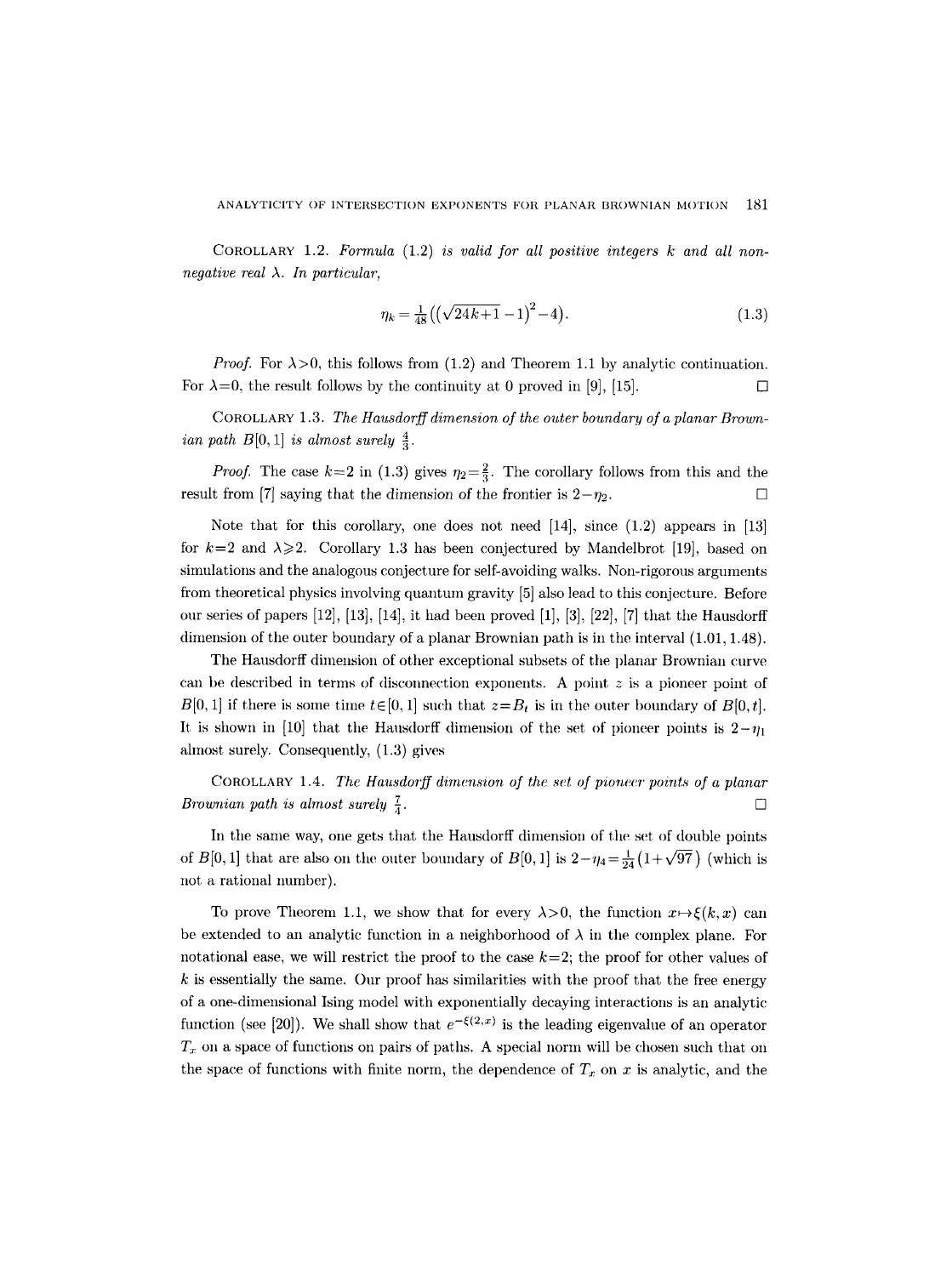COROLLARY 1.2. *Formula* (1.2) *is valid for all positive integers* $k$ *and all non-negative real* $\lambda$. *In particular,*

$$\eta_k = \tfrac{1}{48}\big((\sqrt{24k+1}-1)^2-4\big). \tag{1.3}$$

*Proof.* For $\lambda>0$, this follows from (1.2) and Theorem 1.1 by analytic continuation. For $\lambda=0$, the result follows by the continuity at 0 proved in [9], [15]. □

COROLLARY 1.3. *The Hausdorff dimension of the outer boundary of a planar Brownian path* $B[0,1]$ *is almost surely* $\frac{4}{3}$.

*Proof.* The case $k=2$ in (1.3) gives $\eta_2=\frac{2}{3}$. The corollary follows from this and the result from [7] saying that the dimension of the frontier is $2-\eta_2$. □

Note that for this corollary, one does not need [14], since (1.2) appears in [13] for $k=2$ and $\lambda\geqslant 2$. Corollary 1.3 has been conjectured by Mandelbrot [19], based on simulations and the analogous conjecture for self-avoiding walks. Non-rigorous arguments from theoretical physics involving quantum gravity [5] also lead to this conjecture. Before our series of papers [12], [13], [14], it had been proved [1], [3], [22], [7] that the Hausdorff dimension of the outer boundary of a planar Brownian path is in the interval $(1.01, 1.48)$.

The Hausdorff dimension of other exceptional subsets of the planar Brownian curve can be described in terms of disconnection exponents. A point $z$ is a pioneer point of $B[0,1]$ if there is some time $t\in[0,1]$ such that $z=B_t$ is in the outer boundary of $B[0,t]$. It is shown in [10] that the Hausdorff dimension of the set of pioneer points is $2-\eta_1$ almost surely. Consequently, (1.3) gives

COROLLARY 1.4. *The Hausdorff dimension of the set of pioneer points of a planar Brownian path is almost surely* $\frac{7}{4}$. □

In the same way, one gets that the Hausdorff dimension of the set of double points of $B[0,1]$ that are also on the outer boundary of $B[0,1]$ is $2-\eta_4=\frac{1}{24}(1+\sqrt{97})$ (which is not a rational number).

To prove Theorem 1.1, we show that for every $\lambda>0$, the function $x\mapsto\xi(k,x)$ can be extended to an analytic function in a neighborhood of $\lambda$ in the complex plane. For notational ease, we will restrict the proof to the case $k=2$; the proof for other values of $k$ is essentially the same. Our proof has similarities with the proof that the free energy of a one-dimensional Ising model with exponentially decaying interactions is an analytic function (see [20]). We shall show that $e^{-\xi(2,x)}$ is the leading eigenvalue of an operator $T_x$ on a space of functions on pairs of paths. A special norm will be chosen such that on the space of functions with finite norm, the dependence of $T_x$ on $x$ is analytic, and the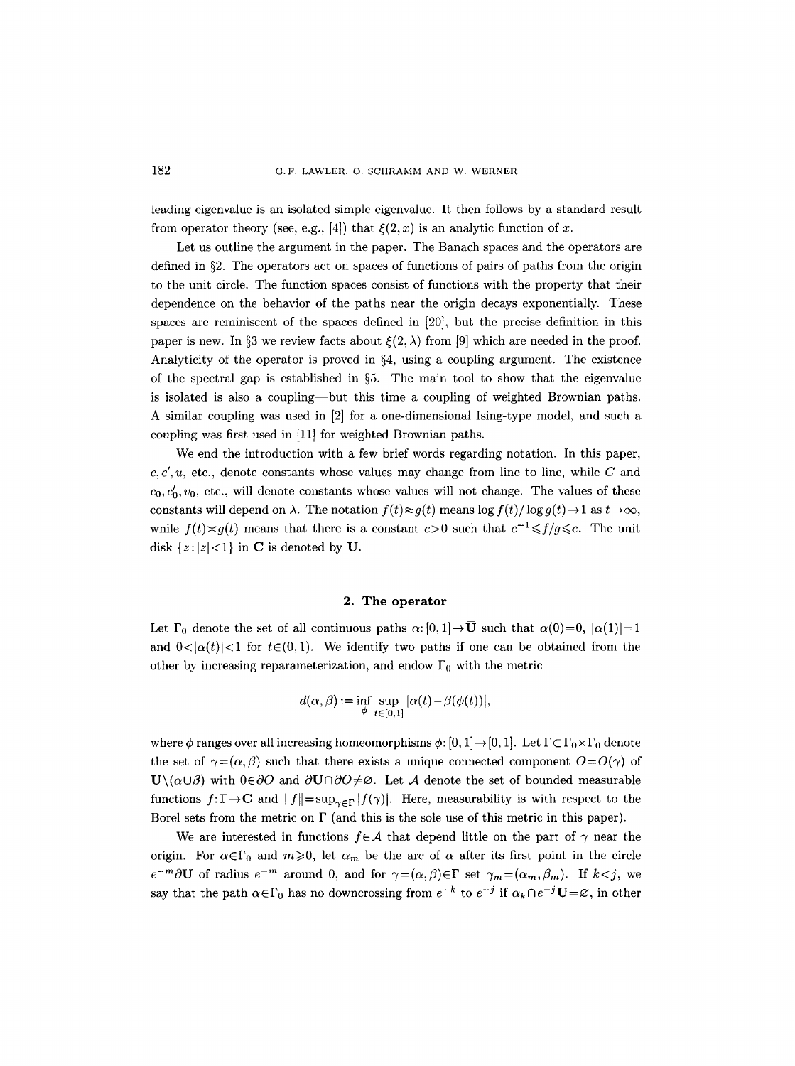leading eigenvalue is an isolated simple eigenvalue. It then follows by a standard result from operator theory (see, e.g., [4]) that $\xi(2,x)$ is an analytic function of $x$.

Let us outline the argument in the paper. The Banach spaces and the operators are defined in §2. The operators act on spaces of functions of pairs of paths from the origin to the unit circle. The function spaces consist of functions with the property that their dependence on the behavior of the paths near the origin decays exponentially. These spaces are reminiscent of the spaces defined in [20], but the precise definition in this paper is new. In §3 we review facts about $\xi(2,\lambda)$ from [9] which are needed in the proof. Analyticity of the operator is proved in §4, using a coupling argument. The existence of the spectral gap is established in §5. The main tool to show that the eigenvalue is isolated is also a coupling—but this time a coupling of weighted Brownian paths. A similar coupling was used in [2] for a one-dimensional Ising-type model, and such a coupling was first used in [11] for weighted Brownian paths.

We end the introduction with a few brief words regarding notation. In this paper, $c, c', u$, etc., denote constants whose values may change from line to line, while $C$ and $c_0, c_0', v_0$, etc., will denote constants whose values will not change. The values of these constants will depend on $\lambda$. The notation $f(t)\approx g(t)$ means $\log f(t)/\log g(t)\to 1$ as $t\to\infty$, while $f(t)\asymp g(t)$ means that there is a constant $c>0$ such that $c^{-1}\leqslant f/g\leqslant c$. The unit disk $\{z:|z|<1\}$ in $\mathbf{C}$ is denoted by $\mathbf{U}$.

## 2. The operator

Let $\Gamma_0$ denote the set of all continuous paths $\alpha:[0,1]\to\overline{\mathbf{U}}$ such that $\alpha(0)=0$, $|\alpha(1)|=1$ and $0<|\alpha(t)|<1$ for $t\in(0,1)$. We identify two paths if one can be obtained from the other by increasing reparameterization, and endow $\Gamma_0$ with the metric

$$d(\alpha,\beta):=\inf_{\phi}\sup_{t\in[0,1]}|\alpha(t)-\beta(\phi(t))|,$$

where $\phi$ ranges over all increasing homeomorphisms $\phi:[0,1]\to[0,1]$. Let $\Gamma\subset\Gamma_0\times\Gamma_0$ denote the set of $\gamma=(\alpha,\beta)$ such that there exists a unique connected component $O=O(\gamma)$ of $\mathbf{U}\setminus(\alpha\cup\beta)$ with $0\in\partial O$ and $\partial\mathbf{U}\cap\partial O\neq\varnothing$. Let $\mathcal{A}$ denote the set of bounded measurable functions $f:\Gamma\to\mathbf{C}$ and $\|f\|=\sup_{\gamma\in\Gamma}|f(\gamma)|$. Here, measurability is with respect to the Borel sets from the metric on $\Gamma$ (and this is the sole use of this metric in this paper).

We are interested in functions $f\in\mathcal{A}$ that depend little on the part of $\gamma$ near the origin. For $\alpha\in\Gamma_0$ and $m\geqslant 0$, let $\alpha_m$ be the arc of $\alpha$ after its first point in the circle $e^{-m}\partial\mathbf{U}$ of radius $e^{-m}$ around 0, and for $\gamma=(\alpha,\beta)\in\Gamma$ set $\gamma_m=(\alpha_m,\beta_m)$. If $k<j$, we say that the path $\alpha\in\Gamma_0$ has no downcrossing from $e^{-k}$ to $e^{-j}$ if $\alpha_k\cap e^{-j}\mathbf{U}=\varnothing$, in other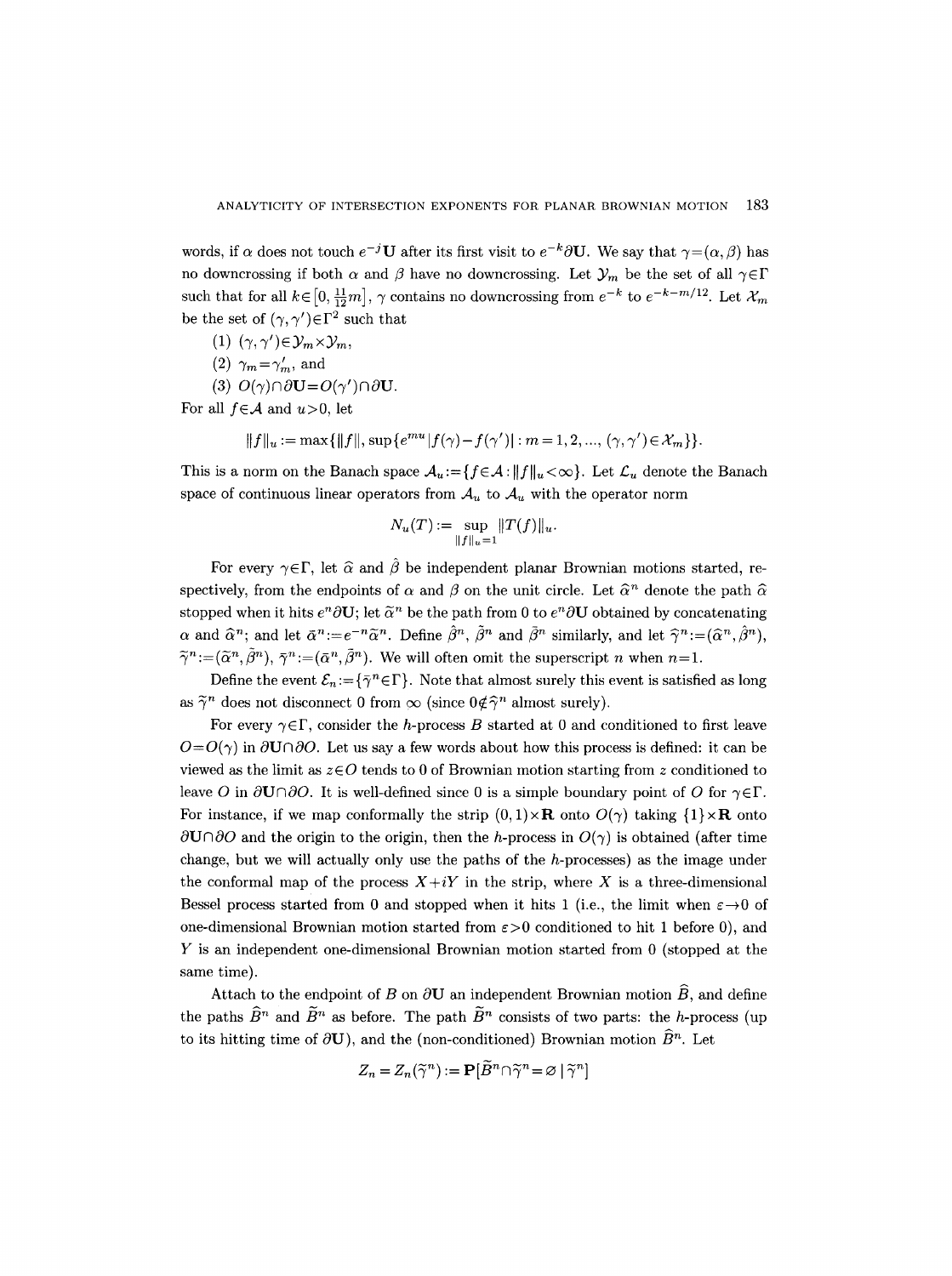words, if $\alpha$ does not touch $e^{-j}\mathbf{U}$ after its first visit to $e^{-k}\partial\mathbf{U}$. We say that $\gamma=(\alpha,\beta)$ has no downcrossing if both $\alpha$ and $\beta$ have no downcrossing. Let $\mathcal{Y}_m$ be the set of all $\gamma\in\Gamma$ such that for all $k\in\left[0,\frac{11}{12}m\right]$, $\gamma$ contains no downcrossing from $e^{-k}$ to $e^{-k-m/12}$. Let $\mathcal{X}_m$ be the set of $(\gamma,\gamma')\in\Gamma^2$ such that

(1) $(\gamma,\gamma')\in\mathcal{Y}_m\times\mathcal{Y}_m$,

(2) $\gamma_m=\gamma'_m$, and

(3) $O(\gamma)\cap\partial\mathbf{U}=O(\gamma')\cap\partial\mathbf{U}$.

For all $f\in\mathcal{A}$ and $u>0$, let

$$\|f\|_u:=\max\{\|f\|,\sup\{e^{mu}|f(\gamma)-f(\gamma')|:m=1,2,\ldots,(\gamma,\gamma')\in\mathcal{X}_m\}\}.$$

This is a norm on the Banach space $\mathcal{A}_u:=\{f\in\mathcal{A}:\|f\|_u<\infty\}$. Let $\mathcal{L}_u$ denote the Banach space of continuous linear operators from $\mathcal{A}_u$ to $\mathcal{A}_u$ with the operator norm

$$N_u(T):=\sup_{\|f\|_u=1}\|T(f)\|_u.$$

For every $\gamma\in\Gamma$, let $\widehat{\alpha}$ and $\hat{\beta}$ be independent planar Brownian motions started, respectively, from the endpoints of $\alpha$ and $\beta$ on the unit circle. Let $\widehat{\alpha}^n$ denote the path $\widehat{\alpha}$ stopped when it hits $e^n\partial\mathbf{U}$; let $\widetilde{\alpha}^n$ be the path from 0 to $e^n\partial\mathbf{U}$ obtained by concatenating $\alpha$ and $\widehat{\alpha}^n$; and let $\bar{\alpha}^n:=e^{-n}\widetilde{\alpha}^n$. Define $\hat{\beta}^n$, $\tilde{\beta}^n$ and $\bar{\beta}^n$ similarly, and let $\widehat{\gamma}^n:=(\widehat{\alpha}^n,\hat{\beta}^n)$, $\widetilde{\gamma}^n:=(\widetilde{\alpha}^n,\tilde{\beta}^n)$, $\bar{\gamma}^n:=(\bar{\alpha}^n,\bar{\beta}^n)$. We will often omit the superscript $n$ when $n=1$.

Define the event $\mathcal{E}_n:=\{\bar{\gamma}^n\in\Gamma\}$. Note that almost surely this event is satisfied as long as $\widetilde{\gamma}^n$ does not disconnect 0 from $\infty$ (since $0\notin\widehat{\gamma}^n$ almost surely).

For every $\gamma\in\Gamma$, consider the $h$-process $B$ started at 0 and conditioned to first leave $O=O(\gamma)$ in $\partial\mathbf{U}\cap\partial O$. Let us say a few words about how this process is defined: it can be viewed as the limit as $z\in O$ tends to 0 of Brownian motion starting from $z$ conditioned to leave $O$ in $\partial\mathbf{U}\cap\partial O$. It is well-defined since 0 is a simple boundary point of $O$ for $\gamma\in\Gamma$. For instance, if we map conformally the strip $(0,1)\times\mathbf{R}$ onto $O(\gamma)$ taking $\{1\}\times\mathbf{R}$ onto $\partial\mathbf{U}\cap\partial O$ and the origin to the origin, then the $h$-process in $O(\gamma)$ is obtained (after time change, but we will actually only use the paths of the $h$-processes) as the image under the conformal map of the process $X+iY$ in the strip, where $X$ is a three-dimensional Bessel process started from 0 and stopped when it hits 1 (i.e., the limit when $\varepsilon\to 0$ of one-dimensional Brownian motion started from $\varepsilon>0$ conditioned to hit 1 before 0), and $Y$ is an independent one-dimensional Brownian motion started from 0 (stopped at the same time).

Attach to the endpoint of $B$ on $\partial\mathbf{U}$ an independent Brownian motion $\widehat{B}$, and define the paths $\widehat{B}^n$ and $\widetilde{B}^n$ as before. The path $\widetilde{B}^n$ consists of two parts: the $h$-process (up to its hitting time of $\partial\mathbf{U}$), and the (non-conditioned) Brownian motion $\widehat{B}^n$. Let

$$Z_n=Z_n(\widetilde{\gamma}^n):=\mathbf{P}[\widetilde{B}^n\cap\widetilde{\gamma}^n=\varnothing\mid\widetilde{\gamma}^n]$$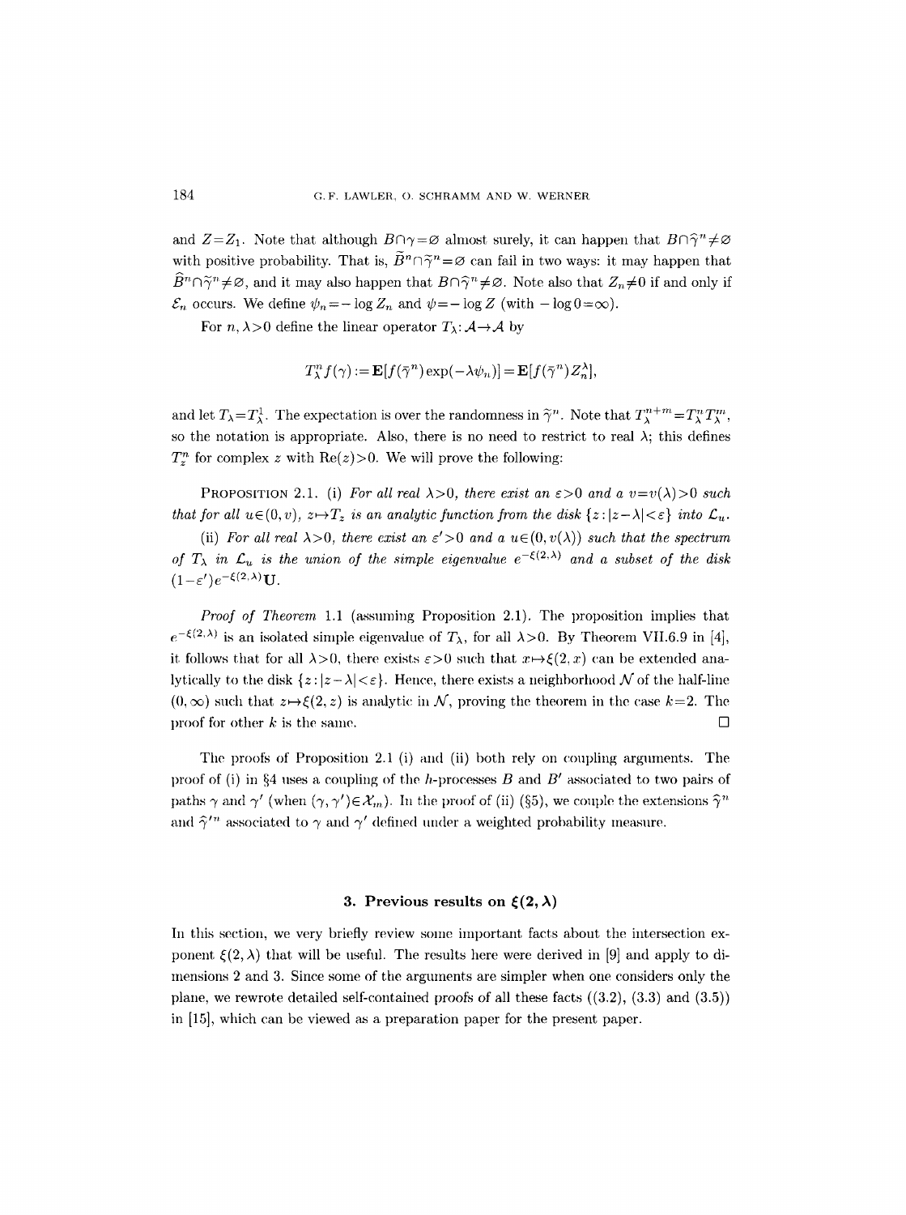and $Z=Z_1$. Note that although $B\cap\gamma=\varnothing$ almost surely, it can happen that $B\cap\widehat{\gamma}^n\neq\varnothing$ with positive probability. That is, $\widetilde{B}^n\cap\widetilde{\gamma}^n=\varnothing$ can fail in two ways: it may happen that $\widehat{B}^n\cap\widetilde{\gamma}^n\neq\varnothing$, and it may also happen that $B\cap\widehat{\gamma}^n\neq\varnothing$. Note also that $Z_n\neq 0$ if and only if $\mathcal{E}_n$ occurs. We define $\psi_n=-\log Z_n$ and $\psi=-\log Z$ (with $-\log 0=\infty$).

For $n,\lambda>0$ define the linear operator $T_\lambda:\mathcal{A}\to\mathcal{A}$ by

$$T_\lambda^n f(\gamma) := \mathbf{E}[f(\widetilde{\gamma}^n)\exp(-\lambda\psi_n)] = \mathbf{E}[f(\widetilde{\gamma}^n)Z_n^\lambda],$$

and let $T_\lambda=T_\lambda^1$. The expectation is over the randomness in $\widetilde{\gamma}^n$. Note that $T_\lambda^{n+m}=T_\lambda^n T_\lambda^m$, so the notation is appropriate. Also, there is no need to restrict to real $\lambda$; this defines $T_z^n$ for complex $z$ with $\mathrm{Re}(z)>0$. We will prove the following:

PROPOSITION 2.1. (i) *For all real $\lambda>0$, there exist an $\varepsilon>0$ and a $v=v(\lambda)>0$ such that for all $u\in(0,v)$, $z\mapsto T_z$ is an analytic function from the disk $\{z:|z-\lambda|<\varepsilon\}$ into $\mathcal{L}_u$.*

(ii) *For all real $\lambda>0$, there exist an $\varepsilon'>0$ and a $u\in(0,v(\lambda))$ such that the spectrum of $T_\lambda$ in $\mathcal{L}_u$ is the union of the simple eigenvalue $e^{-\xi(2,\lambda)}$ and a subset of the disk $(1-\varepsilon')e^{-\xi(2,\lambda)}\mathbf{U}$.*

*Proof of Theorem* 1.1 (assuming Proposition 2.1). The proposition implies that $e^{-\xi(2,\lambda)}$ is an isolated simple eigenvalue of $T_\lambda$, for all $\lambda>0$. By Theorem VII.6.9 in [4], it follows that for all $\lambda>0$, there exists $\varepsilon>0$ such that $x\mapsto\xi(2,x)$ can be extended analytically to the disk $\{z:|z-\lambda|<\varepsilon\}$. Hence, there exists a neighborhood $\mathcal{N}$ of the half-line $(0,\infty)$ such that $z\mapsto\xi(2,z)$ is analytic in $\mathcal{N}$, proving the theorem in the case $k=2$. The proof for other $k$ is the same. $\square$

The proofs of Proposition 2.1 (i) and (ii) both rely on coupling arguments. The proof of (i) in §4 uses a coupling of the $h$-processes $B$ and $B'$ associated to two pairs of paths $\gamma$ and $\gamma'$ (when $(\gamma,\gamma')\in\mathcal{X}_m$). In the proof of (ii) (§5), we couple the extensions $\widehat{\gamma}^n$ and $\widehat{\gamma}'^n$ associated to $\gamma$ and $\gamma'$ defined under a weighted probability measure.

## 3. Previous results on $\xi(2,\lambda)$

In this section, we very briefly review some important facts about the intersection exponent $\xi(2,\lambda)$ that will be useful. The results here were derived in [9] and apply to dimensions 2 and 3. Since some of the arguments are simpler when one considers only the plane, we rewrote detailed self-contained proofs of all these facts ((3.2), (3.3) and (3.5)) in [15], which can be viewed as a preparation paper for the present paper.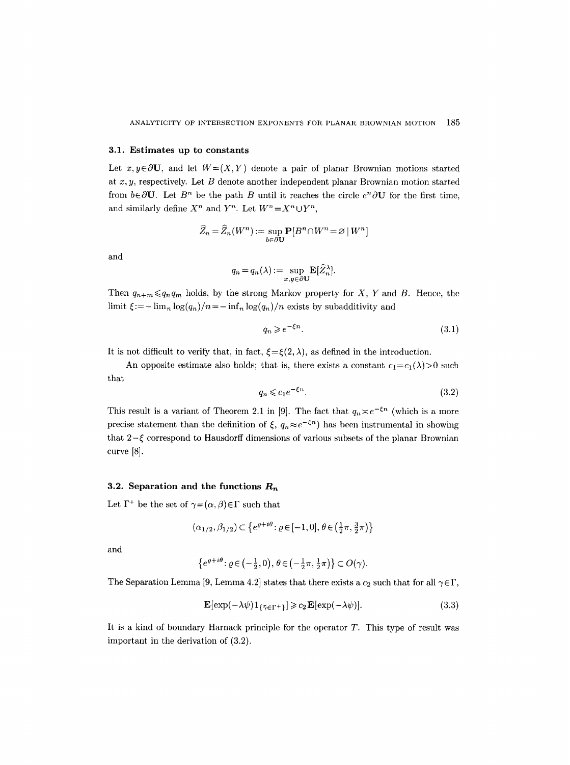### 3.1. Estimates up to constants

Let $x, y \in \partial \mathbf{U}$, and let $W=(X,Y)$ denote a pair of planar Brownian motions started at $x, y$, respectively. Let $B$ denote another independent planar Brownian motion started from $b \in \partial \mathbf{U}$. Let $B^n$ be the path $B$ until it reaches the circle $e^n \partial \mathbf{U}$ for the first time, and similarly define $X^n$ and $Y^n$. Let $W^n = X^n \cup Y^n$,

$$\widehat{Z}_n = \widehat{Z}_n(W^n) := \sup_{b \in \partial \mathbf{U}} \mathbf{P}[B^n \cap W^n = \varnothing \mid W^n]$$

and

$$q_n = q_n(\lambda) := \sup_{x,y \in \partial \mathbf{U}} \mathbf{E}[\widehat{Z}_n^\lambda].$$

Then $q_{n+m} \leqslant q_n q_m$ holds, by the strong Markov property for $X$, $Y$ and $B$. Hence, the limit $\xi := -\lim_n \log(q_n)/n = -\inf_n \log(q_n)/n$ exists by subadditivity and

$$q_n \geqslant e^{-\xi n}. \tag{3.1}$$

It is not difficult to verify that, in fact, $\xi = \xi(2, \lambda)$, as defined in the introduction.

An opposite estimate also holds; that is, there exists a constant $c_1 = c_1(\lambda) > 0$ such that

$$q_n \leqslant c_1 e^{-\xi n}. \tag{3.2}$$

This result is a variant of Theorem 2.1 in [9]. The fact that $q_n \asymp e^{-\xi n}$ (which is a more precise statement than the definition of $\xi$, $q_n \approx e^{-\xi n}$) has been instrumental in showing that $2-\xi$ correspond to Hausdorff dimensions of various subsets of the planar Brownian curve [8].

### 3.2. Separation and the functions $R_n$

Let $\Gamma^+$ be the set of $\gamma = (\alpha, \beta) \in \Gamma$ such that

$$(\alpha_{1/2}, \beta_{1/2}) \subset \left\{ e^{\varrho + i\theta} : \varrho \in [-1, 0],\, \theta \in \left(\tfrac{1}{2}\pi, \tfrac{3}{2}\pi\right) \right\}$$

and

$$\left\{ e^{\varrho + i\theta} : \varrho \in \left(-\tfrac{1}{2}, 0\right),\, \theta \in \left(-\tfrac{1}{2}\pi, \tfrac{1}{2}\pi\right) \right\} \subset O(\gamma).$$

The Separation Lemma [9, Lemma 4.2] states that there exists a $c_2$ such that for all $\gamma \in \Gamma$,

$$\mathbf{E}[\exp(-\lambda\psi) 1_{\{\bar{\gamma} \in \Gamma^+\}}] \geqslant c_2 \mathbf{E}[\exp(-\lambda\psi)]. \tag{3.3}$$

It is a kind of boundary Harnack principle for the operator $T$. This type of result was important in the derivation of (3.2).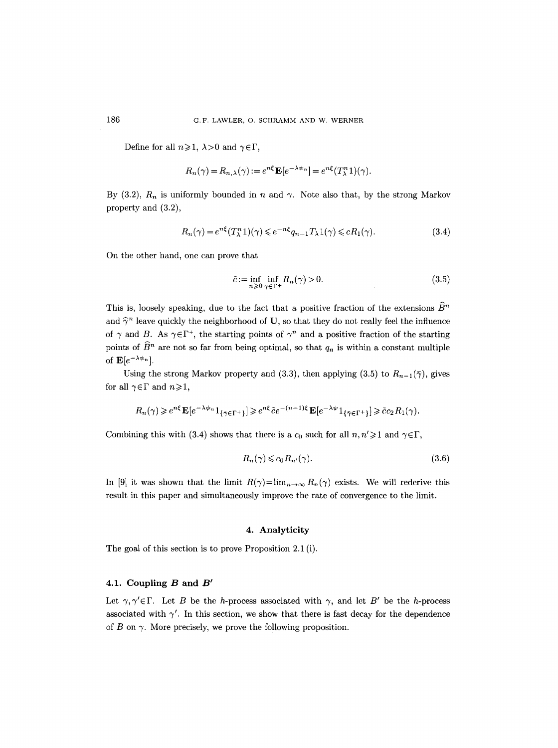Define for all $n\geqslant 1$, $\lambda>0$ and $\gamma\in\Gamma$,

$$R_n(\gamma)=R_{n,\lambda}(\gamma):=e^{n\xi}\mathbf{E}[e^{-\lambda\psi_n}]=e^{n\xi}(T_\lambda^n 1)(\gamma).$$

By (3.2), $R_n$ is uniformly bounded in $n$ and $\gamma$. Note also that, by the strong Markov property and (3.2),

$$R_n(\gamma)=e^{n\xi}(T_\lambda^n 1)(\gamma)\leqslant e^{-n\xi}q_{n-1}T_\lambda 1(\gamma)\leqslant cR_1(\gamma). \tag{3.4}$$

On the other hand, one can prove that

$$\tilde{c}:=\inf_{n\geqslant 0}\inf_{\gamma\in\Gamma^+}R_n(\gamma)>0. \tag{3.5}$$

This is, loosely speaking, due to the fact that a positive fraction of the extensions $\widehat{B}^n$ and $\widehat{\gamma}^n$ leave quickly the neighborhood of $\mathbf{U}$, so that they do not really feel the influence of $\gamma$ and $B$. As $\gamma\in\Gamma^+$, the starting points of $\gamma^n$ and a positive fraction of the starting points of $\widehat{B}^n$ are not so far from being optimal, so that $q_n$ is within a constant multiple of $\mathbf{E}[e^{-\lambda\psi_n}]$.

Using the strong Markov property and (3.3), then applying (3.5) to $R_{n-1}(\bar{\gamma})$, gives for all $\gamma\in\Gamma$ and $n\geqslant 1$,

$$R_n(\gamma)\geqslant e^{n\xi}\mathbf{E}[e^{-\lambda\psi_n}1_{\{\bar{\gamma}\in\Gamma^+\}}]\geqslant e^{n\xi}\tilde{c}e^{-(n-1)\xi}\mathbf{E}[e^{-\lambda\psi}1_{\{\bar{\gamma}\in\Gamma^+\}}]\geqslant\tilde{c}c_2R_1(\gamma).$$

Combining this with (3.4) shows that there is a $c_0$ such for all $n,n'\geqslant 1$ and $\gamma\in\Gamma$,

$$R_n(\gamma)\leqslant c_0R_{n'}(\gamma). \tag{3.6}$$

In [9] it was shown that the limit $R(\gamma)=\lim_{n\to\infty}R_n(\gamma)$ exists. We will rederive this result in this paper and simultaneously improve the rate of convergence to the limit.

## 4. Analyticity

The goal of this section is to prove Proposition 2.1 (i).

### 4.1. Coupling $B$ and $B'$

Let $\gamma,\gamma'\in\Gamma$. Let $B$ be the $h$-process associated with $\gamma$, and let $B'$ be the $h$-process associated with $\gamma'$. In this section, we show that there is fast decay for the dependence of $B$ on $\gamma$. More precisely, we prove the following proposition.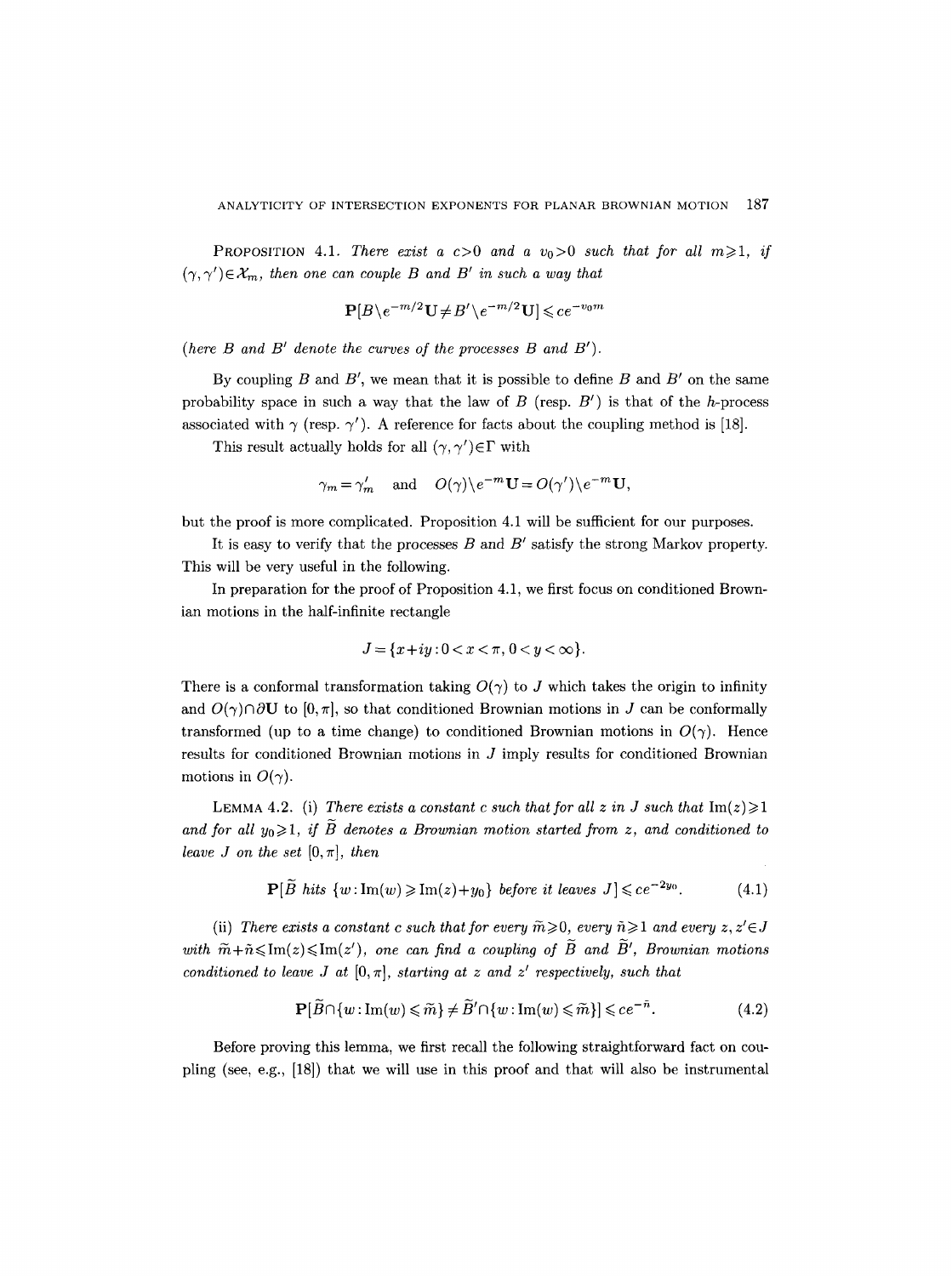**PROPOSITION 4.1.** *There exist a $c>0$ and a $v_0>0$ such that for all $m\geqslant 1$, if $(\gamma,\gamma')\in\mathcal{X}_m$, then one can couple $B$ and $B'$ in such a way that*

$$\mathbf{P}[B\setminus e^{-m/2}\mathbf{U}\neq B'\setminus e^{-m/2}\mathbf{U}]\leqslant ce^{-v_0 m}$$

*(here $B$ and $B'$ denote the curves of the processes $B$ and $B'$).*

By coupling $B$ and $B'$, we mean that it is possible to define $B$ and $B'$ on the same probability space in such a way that the law of $B$ (resp. $B'$) is that of the $h$-process associated with $\gamma$ (resp. $\gamma'$). A reference for facts about the coupling method is [18].

This result actually holds for all $(\gamma,\gamma')\in\Gamma$ with

$$\gamma_m=\gamma'_m \quad\text{and}\quad O(\gamma)\setminus e^{-m}\mathbf{U}=O(\gamma')\setminus e^{-m}\mathbf{U},$$

but the proof is more complicated. Proposition 4.1 will be sufficient for our purposes.

It is easy to verify that the processes $B$ and $B'$ satisfy the strong Markov property. This will be very useful in the following.

In preparation for the proof of Proposition 4.1, we first focus on conditioned Brownian motions in the half-infinite rectangle

$$J=\{x+iy:0<x<\pi,\ 0<y<\infty\}.$$

There is a conformal transformation taking $O(\gamma)$ to $J$ which takes the origin to infinity and $O(\gamma)\cap\partial\mathbf{U}$ to $[0,\pi]$, so that conditioned Brownian motions in $J$ can be conformally transformed (up to a time change) to conditioned Brownian motions in $O(\gamma)$. Hence results for conditioned Brownian motions in $J$ imply results for conditioned Brownian motions in $O(\gamma)$.

**LEMMA 4.2.** (i) *There exists a constant $c$ such that for all $z$ in $J$ such that $\operatorname{Im}(z)\geqslant 1$ and for all $y_0\geqslant 1$, if $\widetilde{B}$ denotes a Brownian motion started from $z$, and conditioned to leave $J$ on the set $[0,\pi]$, then*

$$\mathbf{P}[\widetilde{B}\text{ hits }\{w:\operatorname{Im}(w)\geqslant \operatorname{Im}(z)+y_0\}\text{ before it leaves }J]\leqslant ce^{-2y_0}. \tag{4.1}$$

(ii) *There exists a constant $c$ such that for every $\tilde{m}\geqslant 0$, every $\tilde{n}\geqslant 1$ and every $z,z'\in J$ with $\tilde{m}+\tilde{n}\leqslant\operatorname{Im}(z)\leqslant\operatorname{Im}(z')$, one can find a coupling of $\widetilde{B}$ and $\widetilde{B}'$, Brownian motions conditioned to leave $J$ at $[0,\pi]$, starting at $z$ and $z'$ respectively, such that*

$$\mathbf{P}[\widetilde{B}\cap\{w:\operatorname{Im}(w)\leqslant\tilde{m}\}\neq\widetilde{B}'\cap\{w:\operatorname{Im}(w)\leqslant\tilde{m}\}]\leqslant ce^{-\tilde{n}}. \tag{4.2}$$

Before proving this lemma, we first recall the following straightforward fact on coupling (see, e.g., [18]) that we will use in this proof and that will also be instrumental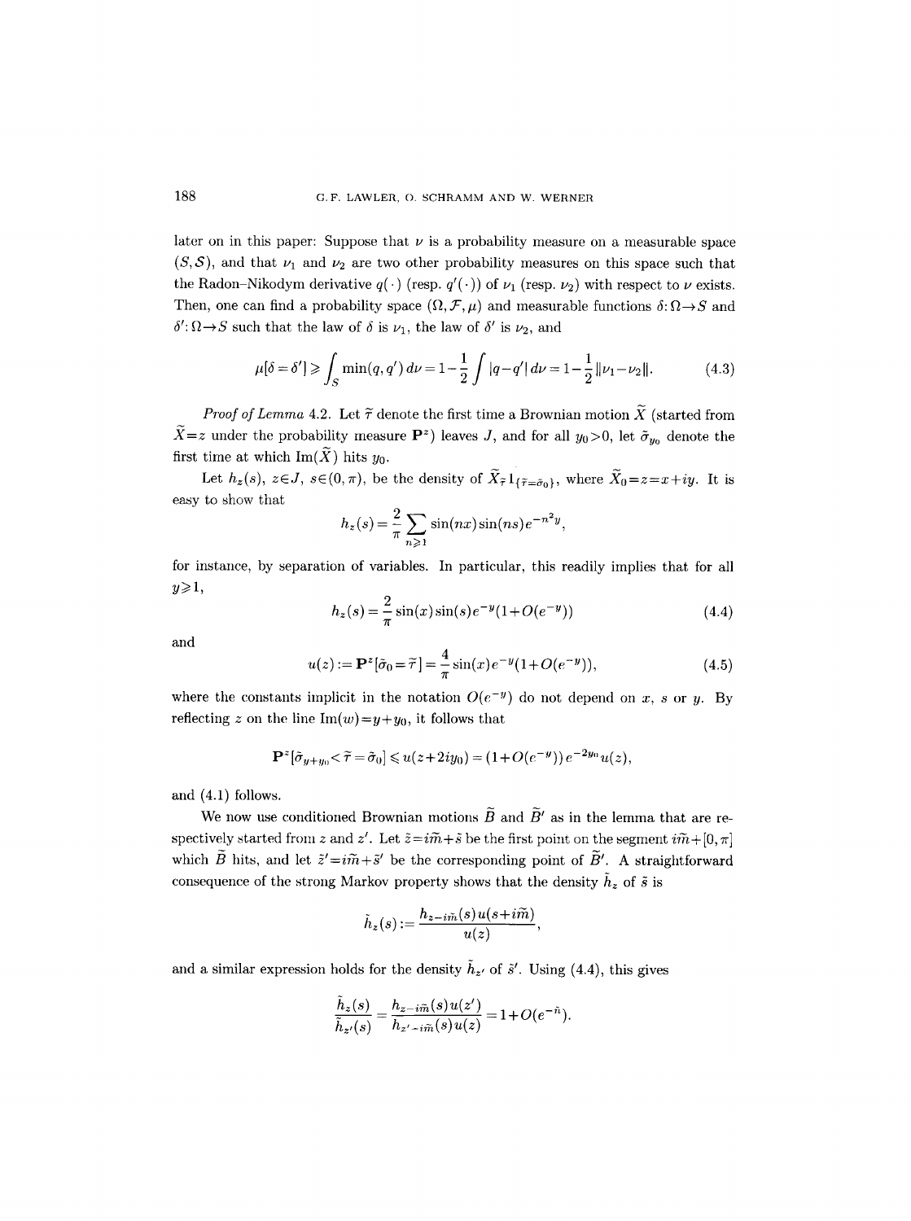later on in this paper: Suppose that $\nu$ is a probability measure on a measurable space $(S, \mathcal{S})$, and that $\nu_1$ and $\nu_2$ are two other probability measures on this space such that the Radon–Nikodym derivative $q(\cdot)$ (resp. $q'(\cdot)$) of $\nu_1$ (resp. $\nu_2$) with respect to $\nu$ exists. Then, one can find a probability space $(\Omega, \mathcal{F}, \mu)$ and measurable functions $\delta\colon \Omega \to S$ and $\delta'\colon \Omega \to S$ such that the law of $\delta$ is $\nu_1$, the law of $\delta'$ is $\nu_2$, and

$$\mu[\delta = \delta'] \geqslant \int_S \min(q, q')\, d\nu = 1 - \frac{1}{2}\int |q - q'|\, d\nu = 1 - \frac{1}{2}\|\nu_1 - \nu_2\|. \tag{4.3}$$

*Proof of Lemma* 4.2. Let $\tilde{\tau}$ denote the first time a Brownian motion $\widetilde{X}$ (started from $\widetilde{X} = z$ under the probability measure $\mathbf{P}^z$) leaves $J$, and for all $y_0 > 0$, let $\tilde{\sigma}_{y_0}$ denote the first time at which $\operatorname{Im}(\widetilde{X})$ hits $y_0$.

Let $h_z(s)$, $z \in J$, $s \in (0, \pi)$, be the density of $\widetilde{X}_{\tilde{\tau}} 1_{\{\tilde{\tau} = \tilde{\sigma}_0\}}$, where $\widetilde{X}_0 = z = x + iy$. It is easy to show that

$$h_z(s) = \frac{2}{\pi} \sum_{n \geqslant 1} \sin(nx)\sin(ns) e^{-n^2 y},$$

for instance, by separation of variables. In particular, this readily implies that for all $y \geqslant 1$,

$$h_z(s) = \frac{2}{\pi}\sin(x)\sin(s) e^{-y}(1 + O(e^{-y})) \tag{4.4}$$

and

$$u(z) := \mathbf{P}^z[\tilde{\sigma}_0 = \tilde{\tau}] = \frac{4}{\pi}\sin(x) e^{-y}(1 + O(e^{-y})), \tag{4.5}$$

where the constants implicit in the notation $O(e^{-y})$ do not depend on $x$, $s$ or $y$. By reflecting $z$ on the line $\operatorname{Im}(w) = y + y_0$, it follows that

$$\mathbf{P}^z[\tilde{\sigma}_{y+y_0} < \tilde{\tau} = \tilde{\sigma}_0] \leqslant u(z + 2iy_0) = (1 + O(e^{-y}))\, e^{-2y_0} u(z),$$

and (4.1) follows.

We now use conditioned Brownian motions $\widetilde{B}$ and $\widetilde{B}'$ as in the lemma that are respectively started from $z$ and $z'$. Let $\tilde{z} = i\tilde{m} + \tilde{s}$ be the first point on the segment $i\tilde{m} + [0, \pi]$ which $\widetilde{B}$ hits, and let $\tilde{z}' = i\tilde{m} + \tilde{s}'$ be the corresponding point of $\widetilde{B}'$. A straightforward consequence of the strong Markov property shows that the density $\tilde{h}_z$ of $\tilde{s}$ is

$$\tilde{h}_z(s) := \frac{h_{z - i\tilde{m}}(s)\, u(s + i\tilde{m})}{u(z)},$$

and a similar expression holds for the density $\tilde{h}_{z'}$ of $\tilde{s}'$. Using (4.4), this gives

$$\frac{\tilde{h}_z(s)}{\tilde{h}_{z'}(s)} = \frac{h_{z - i\tilde{m}}(s)\, u(z')}{h_{z' - i\tilde{m}}(s)\, u(z)} = 1 + O(e^{-\tilde{n}}).$$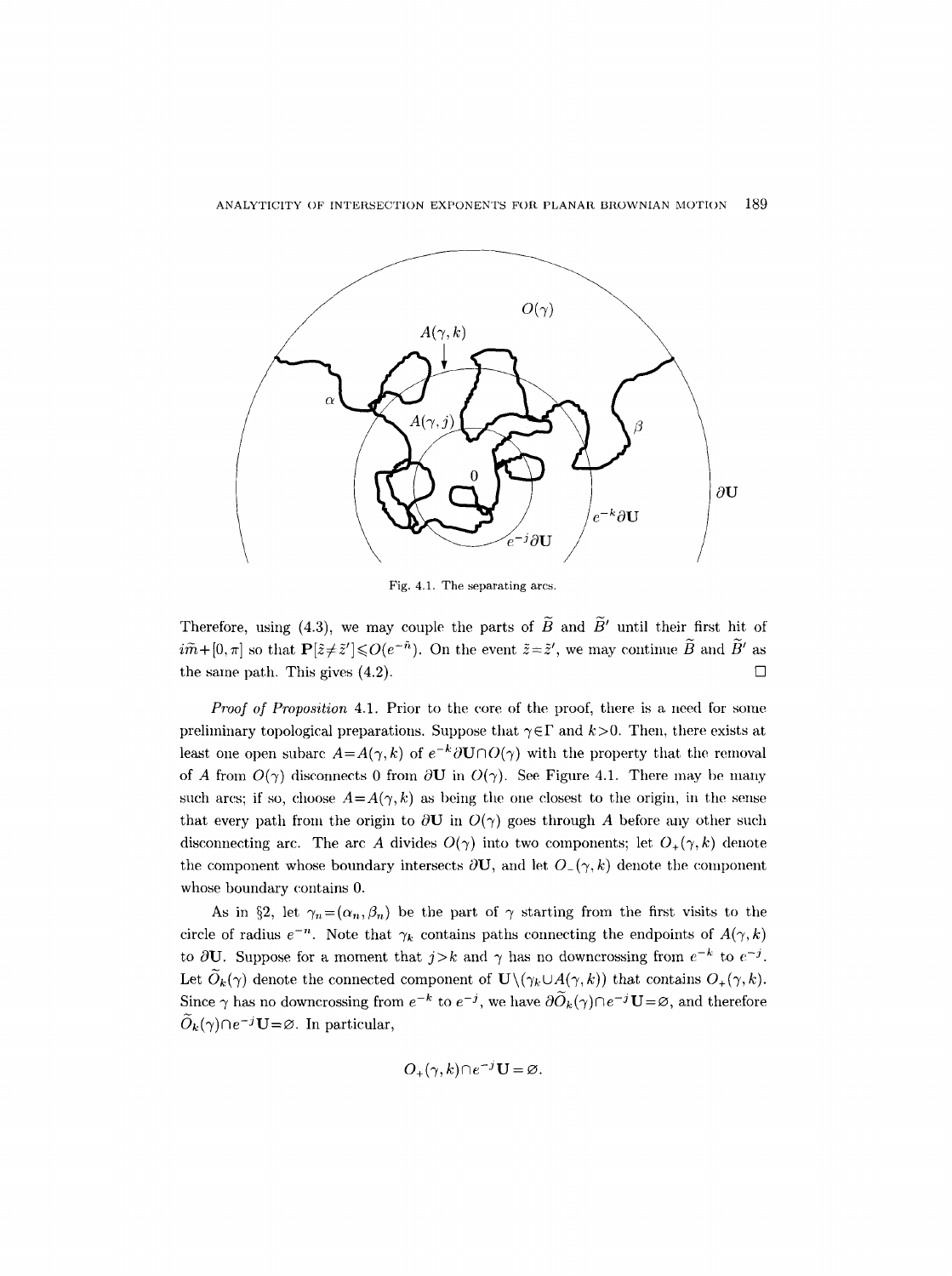Fig. 4.1. The separating arcs.

Therefore, using (4.3), we may couple the parts of $\widetilde{B}$ and $\widetilde{B}'$ until their first hit of $i\tilde{m}+[0,\pi]$ so that $\mathbf{P}[\tilde{z}\neq\tilde{z}']\leqslant O(e^{-\tilde{n}})$. On the event $\tilde{z}=\tilde{z}'$, we may continue $\widetilde{B}$ and $\widetilde{B}'$ as the same path. This gives (4.2). $\square$

*Proof of Proposition* 4.1. Prior to the core of the proof, there is a need for some preliminary topological preparations. Suppose that $\gamma\in\Gamma$ and $k>0$. Then, there exists at least one open subarc $A=A(\gamma,k)$ of $e^{-k}\partial\mathbf{U}\cap O(\gamma)$ with the property that the removal of $A$ from $O(\gamma)$ disconnects 0 from $\partial\mathbf{U}$ in $O(\gamma)$. See Figure 4.1. There may be many such arcs; if so, choose $A=A(\gamma,k)$ as being the one closest to the origin, in the sense that every path from the origin to $\partial\mathbf{U}$ in $O(\gamma)$ goes through $A$ before any other such disconnecting arc. The arc $A$ divides $O(\gamma)$ into two components; let $O_+(\gamma,k)$ denote the component whose boundary intersects $\partial\mathbf{U}$, and let $O_-(\gamma,k)$ denote the component whose boundary contains 0.

As in §2, let $\gamma_n=(\alpha_n,\beta_n)$ be the part of $\gamma$ starting from the first visits to the circle of radius $e^{-n}$. Note that $\gamma_k$ contains paths connecting the endpoints of $A(\gamma,k)$ to $\partial\mathbf{U}$. Suppose for a moment that $j>k$ and $\gamma$ has no downcrossing from $e^{-k}$ to $e^{-j}$. Let $\widetilde{O}_k(\gamma)$ denote the connected component of $\mathbf{U}\setminus(\gamma_k\cup A(\gamma,k))$ that contains $O_+(\gamma,k)$. Since $\gamma$ has no downcrossing from $e^{-k}$ to $e^{-j}$, we have $\partial\widetilde{O}_k(\gamma)\cap e^{-j}\mathbf{U}=\varnothing$, and therefore $\widetilde{O}_k(\gamma)\cap e^{-j}\mathbf{U}=\varnothing$. In particular,

$$O_+(\gamma,k)\cap e^{-j}\mathbf{U}=\varnothing.$$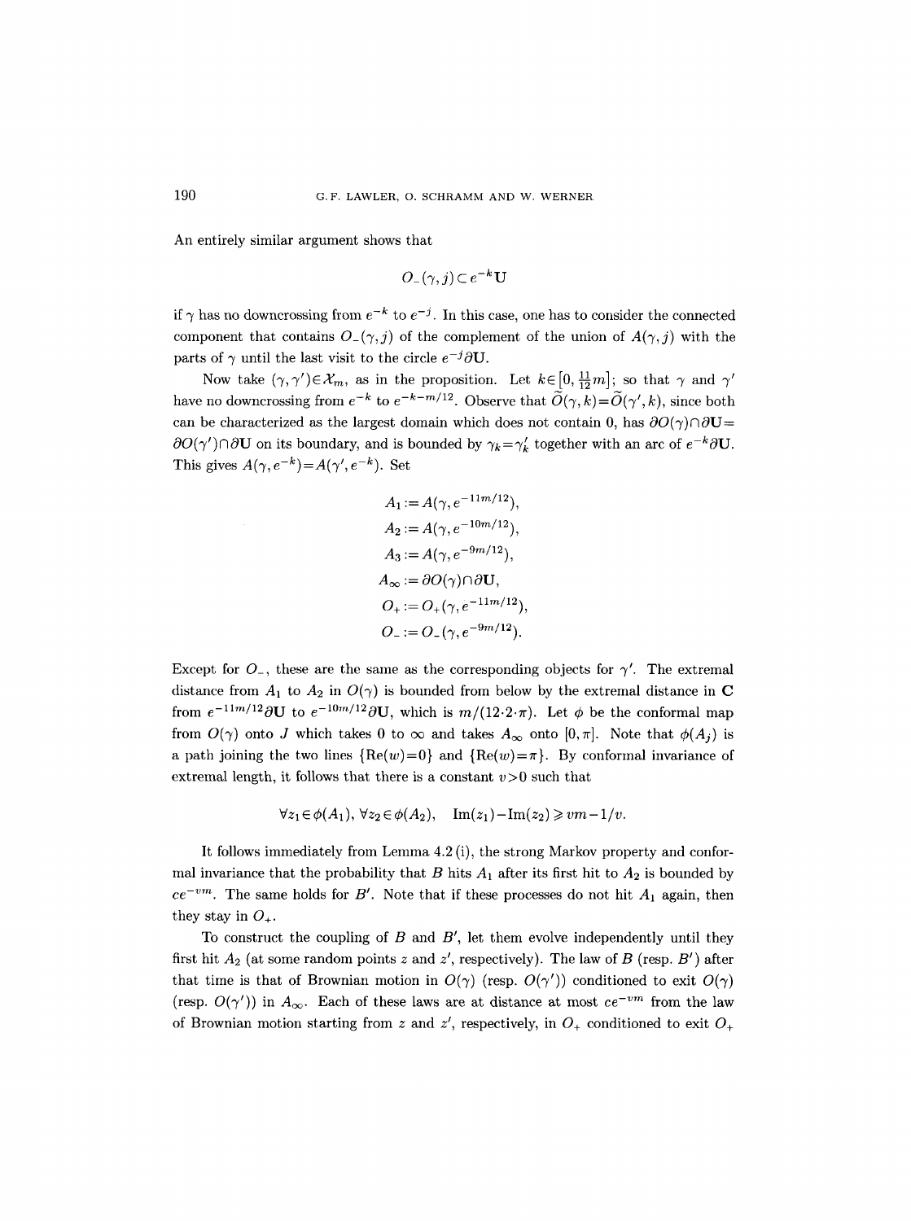An entirely similar argument shows that

$$O_-(\gamma, j) \subset e^{-k}\mathbf{U}$$

if $\gamma$ has no downcrossing from $e^{-k}$ to $e^{-j}$. In this case, one has to consider the connected component that contains $O_-(\gamma, j)$ of the complement of the union of $A(\gamma, j)$ with the parts of $\gamma$ until the last visit to the circle $e^{-j}\partial\mathbf{U}$.

Now take $(\gamma, \gamma') \in \mathcal{X}_m$, as in the proposition. Let $k \in [0, \frac{11}{12}m]$; so that $\gamma$ and $\gamma'$ have no downcrossing from $e^{-k}$ to $e^{-k-m/12}$. Observe that $\widetilde{O}(\gamma, k) = \widetilde{O}(\gamma', k)$, since both can be characterized as the largest domain which does not contain 0, has $\partial O(\gamma) \cap \partial\mathbf{U} = \partial O(\gamma') \cap \partial\mathbf{U}$ on its boundary, and is bounded by $\gamma_k = \gamma'_k$ together with an arc of $e^{-k}\partial\mathbf{U}$. This gives $A(\gamma, e^{-k}) = A(\gamma', e^{-k})$. Set

$$\begin{aligned}
A_1 &:= A(\gamma, e^{-11m/12}), \\
A_2 &:= A(\gamma, e^{-10m/12}), \\
A_3 &:= A(\gamma, e^{-9m/12}), \\
A_\infty &:= \partial O(\gamma) \cap \partial\mathbf{U}, \\
O_+ &:= O_+(\gamma, e^{-11m/12}), \\
O_- &:= O_-(\gamma, e^{-9m/12}).
\end{aligned}$$

Except for $O_-$, these are the same as the corresponding objects for $\gamma'$. The extremal distance from $A_1$ to $A_2$ in $O(\gamma)$ is bounded from below by the extremal distance in $\mathbf{C}$ from $e^{-11m/12}\partial\mathbf{U}$ to $e^{-10m/12}\partial\mathbf{U}$, which is $m/(12 \cdot 2 \cdot \pi)$. Let $\phi$ be the conformal map from $O(\gamma)$ onto $J$ which takes 0 to $\infty$ and takes $A_\infty$ onto $[0, \pi]$. Note that $\phi(A_j)$ is a path joining the two lines $\{\mathrm{Re}(w) = 0\}$ and $\{\mathrm{Re}(w) = \pi\}$. By conformal invariance of extremal length, it follows that there is a constant $v > 0$ such that

$$\forall z_1 \in \phi(A_1),\ \forall z_2 \in \phi(A_2), \quad \mathrm{Im}(z_1) - \mathrm{Im}(z_2) \geqslant vm - 1/v.$$

It follows immediately from Lemma 4.2 (i), the strong Markov property and conformal invariance that the probability that $B$ hits $A_1$ after its first hit to $A_2$ is bounded by $ce^{-vm}$. The same holds for $B'$. Note that if these processes do not hit $A_1$ again, then they stay in $O_+$.

To construct the coupling of $B$ and $B'$, let them evolve independently until they first hit $A_2$ (at some random points $z$ and $z'$, respectively). The law of $B$ (resp. $B'$) after that time is that of Brownian motion in $O(\gamma)$ (resp. $O(\gamma')$) conditioned to exit $O(\gamma)$ (resp. $O(\gamma')$) in $A_\infty$. Each of these laws are at distance at most $ce^{-vm}$ from the law of Brownian motion starting from $z$ and $z'$, respectively, in $O_+$ conditioned to exit $O_+$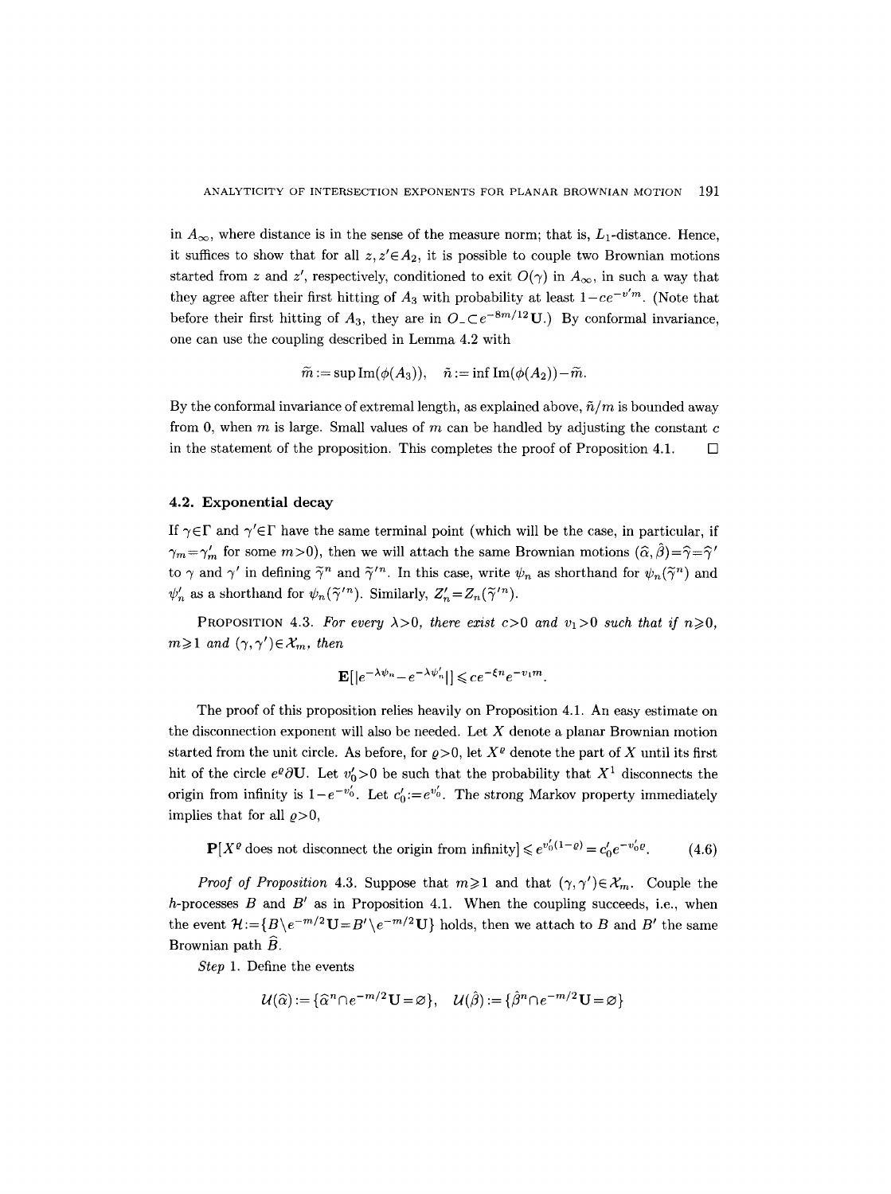in $A_\infty$, where distance is in the sense of the measure norm; that is, $L_1$-distance. Hence, it suffices to show that for all $z, z' \in A_2$, it is possible to couple two Brownian motions started from $z$ and $z'$, respectively, conditioned to exit $O(\gamma)$ in $A_\infty$, in such a way that they agree after their first hitting of $A_3$ with probability at least $1 - ce^{-v'm}$. (Note that before their first hitting of $A_3$, they are in $O_- \subset e^{-8m/12}\mathbf{U}$.) By conformal invariance, one can use the coupling described in Lemma 4.2 with

$$\widetilde{m} := \sup \operatorname{Im}(\phi(A_3)), \quad \tilde{n} := \inf \operatorname{Im}(\phi(A_2)) - \widetilde{m}.$$

By the conformal invariance of extremal length, as explained above, $\tilde{n}/m$ is bounded away from 0, when $m$ is large. Small values of $m$ can be handled by adjusting the constant $c$ in the statement of the proposition. This completes the proof of Proposition 4.1. □

## 4.2. Exponential decay

If $\gamma \in \Gamma$ and $\gamma' \in \Gamma$ have the same terminal point (which will be the case, in particular, if $\gamma_m = \gamma'_m$ for some $m > 0$), then we will attach the same Brownian motions $(\widehat{\alpha}, \widehat{\beta}) = \widehat{\gamma} = \widehat{\gamma}'$ to $\gamma$ and $\gamma'$ in defining $\widetilde{\gamma}^n$ and $\widetilde{\gamma}'^n$. In this case, write $\psi_n$ as shorthand for $\psi_n(\widetilde{\gamma}^n)$ and $\psi'_n$ as a shorthand for $\psi_n(\widetilde{\gamma}'^n)$. Similarly, $Z'_n = Z_n(\widetilde{\gamma}'^n)$.

**Proposition 4.3.** *For every $\lambda > 0$, there exist $c > 0$ and $v_1 > 0$ such that if $n \geqslant 0$, $m \geqslant 1$ and $(\gamma, \gamma') \in \mathcal{X}_m$, then*

$$\mathbf{E}[|e^{-\lambda\psi_n} - e^{-\lambda\psi'_n}|] \leqslant ce^{-\xi n}e^{-v_1 m}.$$

The proof of this proposition relies heavily on Proposition 4.1. An easy estimate on the disconnection exponent will also be needed. Let $X$ denote a planar Brownian motion started from the unit circle. As before, for $\varrho > 0$, let $X^\varrho$ denote the part of $X$ until its first hit of the circle $e^\varrho \partial \mathbf{U}$. Let $v'_0 > 0$ be such that the probability that $X^1$ disconnects the origin from infinity is $1 - e^{-v'_0}$. Let $c'_0 := e^{v'_0}$. The strong Markov property immediately implies that for all $\varrho > 0$,

$$\mathbf{P}[X^\varrho \text{ does not disconnect the origin from infinity}] \leqslant e^{v'_0(1-\varrho)} = c'_0 e^{-v'_0 \varrho}. \tag{4.6}$$

*Proof of Proposition* 4.3. Suppose that $m \geqslant 1$ and that $(\gamma, \gamma') \in \mathcal{X}_m$. Couple the $h$-processes $B$ and $B'$ as in Proposition 4.1. When the coupling succeeds, i.e., when the event $\mathcal{H} := \{B \setminus e^{-m/2}\mathbf{U} = B' \setminus e^{-m/2}\mathbf{U}\}$ holds, then we attach to $B$ and $B'$ the same Brownian path $\widehat{B}$.

*Step* 1. Define the events

$$\mathcal{U}(\widehat{\alpha}) := \{\widehat{\alpha}^n \cap e^{-m/2}\mathbf{U} = \varnothing\}, \quad \mathcal{U}(\widehat{\beta}) := \{\widehat{\beta}^n \cap e^{-m/2}\mathbf{U} = \varnothing\}$$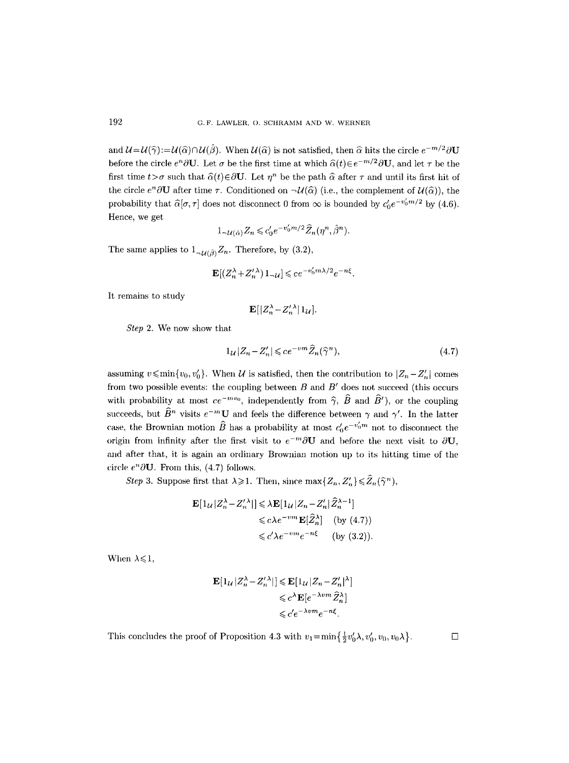and $\mathcal{U}=\mathcal{U}(\widehat{\gamma}):=\mathcal{U}(\widehat{\alpha})\cap\mathcal{U}(\hat{\beta})$. When $\mathcal{U}(\widehat{\alpha})$ is not satisfied, then $\widehat{\alpha}$ hits the circle $e^{-m/2}\partial\mathbf{U}$ before the circle $e^{n}\partial\mathbf{U}$. Let $\sigma$ be the first time at which $\widehat{\alpha}(t)\in e^{-m/2}\partial\mathbf{U}$, and let $\tau$ be the first time $t>\sigma$ such that $\widehat{\alpha}(t)\in\partial\mathbf{U}$. Let $\eta^{n}$ be the path $\widehat{\alpha}$ after $\tau$ and until its first hit of the circle $e^{n}\partial\mathbf{U}$ after time $\tau$. Conditioned on $\neg\mathcal{U}(\widehat{\alpha})$ (i.e., the complement of $\mathcal{U}(\widehat{\alpha})$), the probability that $\widehat{\alpha}[\sigma,\tau]$ does not disconnect 0 from $\infty$ is bounded by $c_0'e^{-v_0'm/2}$ by (4.6). Hence, we get

$$1_{\neg\mathcal{U}(\widehat{\alpha})}Z_n \leqslant c_0'e^{-v_0'm/2}\widehat{Z}_n(\eta^n,\hat{\beta}^n).$$

The same applies to $1_{\neg\mathcal{U}(\hat{\beta})}Z_n$. Therefore, by (3.2),

$$\mathbf{E}[(Z_n^{\lambda}+Z_n'^{\lambda})\,1_{\neg\mathcal{U}}]\leqslant ce^{-v_0'm\lambda/2}e^{-n\xi}.$$

It remains to study

$$\mathbf{E}[|Z_n^{\lambda}-Z_n'^{\lambda}|\,1_{\mathcal{U}}].$$

*Step* 2. We now show that

$$1_{\mathcal{U}}|Z_n-Z_n'|\leqslant ce^{-vm}\widehat{Z}_n(\widehat{\gamma}^n), \tag{4.7}$$

assuming $v\leqslant\min\{v_0,v_0'\}$. When $\mathcal{U}$ is satisfied, then the contribution to $|Z_n-Z_n'|$ comes from two possible events: the coupling between $B$ and $B'$ does not succeed (this occurs with probability at most $ce^{-mv_0}$, independently from $\widehat{\gamma}$, $\widehat{B}$ and $\widehat{B}'$), or the coupling succeeds, but $\widehat{B}^n$ visits $e^{-m}\mathbf{U}$ and feels the difference between $\gamma$ and $\gamma'$. In the latter case, the Brownian motion $\widehat{B}$ has a probability at most $c_0'e^{-v_0'm}$ not to disconnect the origin from infinity after the first visit to $e^{-m}\partial\mathbf{U}$ and before the next visit to $\partial\mathbf{U}$, and after that, it is again an ordinary Brownian motion up to its hitting time of the circle $e^{n}\partial\mathbf{U}$. From this, (4.7) follows.

*Step* 3. Suppose first that $\lambda\geqslant1$. Then, since $\max\{Z_n,Z_n'\}\leqslant\widehat{Z}_n(\widehat{\gamma}^n)$,

$$\begin{aligned}
\mathbf{E}[1_{\mathcal{U}}|Z_n^{\lambda}-Z_n'^{\lambda}|] &\leqslant \lambda\mathbf{E}[1_{\mathcal{U}}|Z_n-Z_n'|\,\widehat{Z}_n^{\lambda-1}]\\
&\leqslant c\lambda e^{-vm}\mathbf{E}[\widehat{Z}_n^{\lambda}] \quad \text{(by (4.7))}\\
&\leqslant c'\lambda e^{-vm}e^{-n\xi} \quad \text{(by (3.2))}.
\end{aligned}$$

When $\lambda\leqslant1$,

$$\begin{aligned}
\mathbf{E}[1_{\mathcal{U}}|Z_n^{\lambda}-Z_n'^{\lambda}|] &\leqslant \mathbf{E}[1_{\mathcal{U}}|Z_n-Z_n'|^{\lambda}]\\
&\leqslant c^{\lambda}\mathbf{E}[e^{-\lambda vm}\,\widehat{Z}_n^{\lambda}]\\
&\leqslant c'e^{-\lambda vm}e^{-n\xi}.
\end{aligned}$$

This concludes the proof of Proposition 4.3 with $v_1=\min\{\tfrac12 v_0'\lambda, v_0', v_0, v_0\lambda\}$. $\square$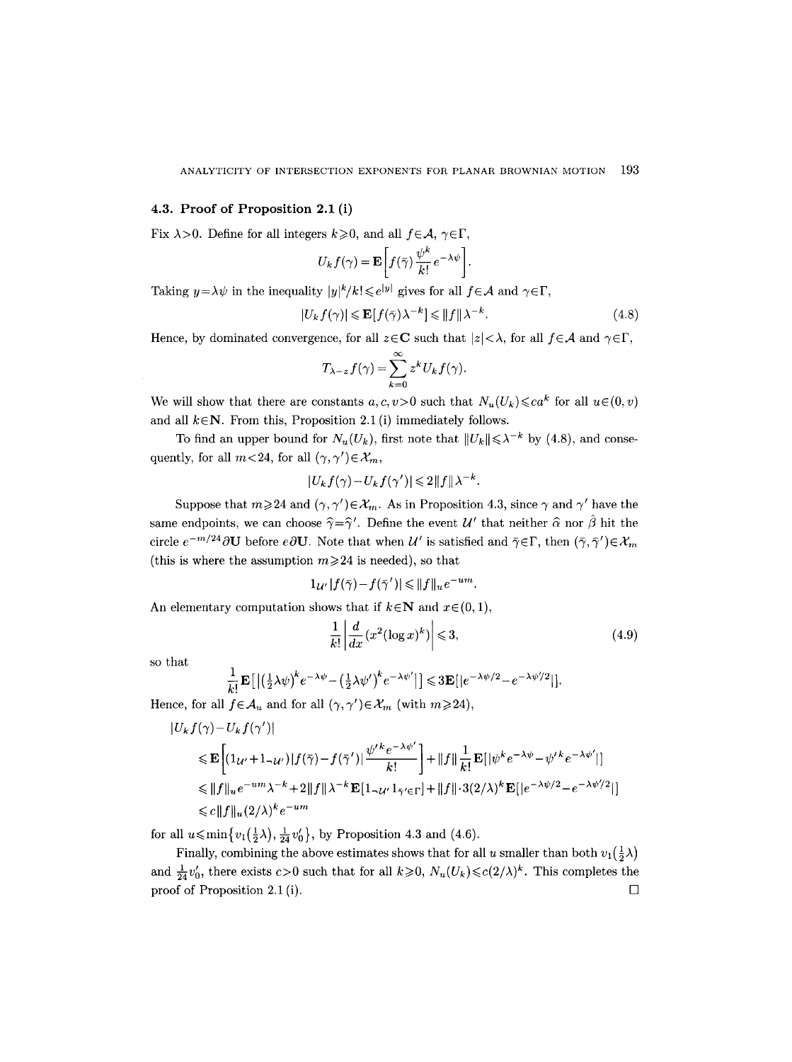### 4.3. Proof of Proposition 2.1 (i)

Fix $\lambda>0$. Define for all integers $k\geqslant 0$, and all $f\in\mathcal{A}$, $\gamma\in\Gamma$,

$$U_k f(\gamma)=\mathbf{E}\left[f(\bar{\gamma})\frac{\psi^k}{k!}e^{-\lambda\psi}\right].$$

Taking $y=\lambda\psi$ in the inequality $|y|^k/k!\leqslant e^{|y|}$ gives for all $f\in\mathcal{A}$ and $\gamma\in\Gamma$,

$$|U_k f(\gamma)|\leqslant \mathbf{E}[f(\bar{\gamma})\lambda^{-k}]\leqslant \|f\|\lambda^{-k}. \tag{4.8}$$

Hence, by dominated convergence, for all $z\in\mathbf{C}$ such that $|z|<\lambda$, for all $f\in\mathcal{A}$ and $\gamma\in\Gamma$,

$$T_{\lambda-z}f(\gamma)=\sum_{k=0}^{\infty}z^k U_k f(\gamma).$$

We will show that there are constants $a,c,v>0$ such that $N_u(U_k)\leqslant ca^k$ for all $u\in(0,v)$ and all $k\in\mathbf{N}$. From this, Proposition 2.1 (i) immediately follows.

To find an upper bound for $N_u(U_k)$, first note that $\|U_k\|\leqslant\lambda^{-k}$ by (4.8), and consequently, for all $m<24$, for all $(\gamma,\gamma')\in\mathcal{X}_m$,

$$|U_k f(\gamma)-U_k f(\gamma')|\leqslant 2\|f\|\lambda^{-k}.$$

Suppose that $m\geqslant 24$ and $(\gamma,\gamma')\in\mathcal{X}_m$. As in Proposition 4.3, since $\gamma$ and $\gamma'$ have the same endpoints, we can choose $\widehat{\gamma}=\widehat{\gamma}'$. Define the event $\mathcal{U}'$ that neither $\widehat{\alpha}$ nor $\widehat{\beta}$ hit the circle $e^{-m/24}\partial\mathbf{U}$ before $e\partial\mathbf{U}$. Note that when $\mathcal{U}'$ is satisfied and $\bar{\gamma}\in\Gamma$, then $(\bar{\gamma},\bar{\gamma}')\in\mathcal{X}_m$ (this is where the assumption $m\geqslant 24$ is needed), so that

$$1_{\mathcal{U}'}|f(\bar{\gamma})-f(\bar{\gamma}')|\leqslant\|f\|_u e^{-um}.$$

An elementary computation shows that if $k\in\mathbf{N}$ and $x\in(0,1)$,

$$\frac{1}{k!}\left|\frac{d}{dx}(x^2(\log x)^k)\right|\leqslant 3, \tag{4.9}$$

so that

$$\frac{1}{k!}\mathbf{E}\big[\big|\big(\tfrac{1}{2}\lambda\psi\big)^k e^{-\lambda\psi}-\big(\tfrac{1}{2}\lambda\psi'\big)^k e^{-\lambda\psi'}\big|\big]\leqslant 3\mathbf{E}[|e^{-\lambda\psi/2}-e^{-\lambda\psi'/2}|].$$

Hence, for all $f\in\mathcal{A}_u$ and for all $(\gamma,\gamma')\in\mathcal{X}_m$ (with $m\geqslant 24$),

$$\begin{aligned}
&|U_k f(\gamma)-U_k f(\gamma')|\\
&\quad\leqslant\mathbf{E}\left[(1_{\mathcal{U}'}+1_{\neg\mathcal{U}'})|f(\bar{\gamma})-f(\bar{\gamma}')|\frac{\psi'^k e^{-\lambda\psi'}}{k!}\right]+\|f\|\frac{1}{k!}\mathbf{E}[|\psi^k e^{-\lambda\psi}-\psi'^k e^{-\lambda\psi'}|]\\
&\quad\leqslant\|f\|_u e^{-um}\lambda^{-k}+2\|f\|\lambda^{-k}\mathbf{E}[1_{\neg\mathcal{U}'}1_{\bar{\gamma}'\in\Gamma}]+\|f\|\cdot 3(2/\lambda)^k\mathbf{E}[|e^{-\lambda\psi/2}-e^{-\lambda\psi'/2}|]\\
&\quad\leqslant c\|f\|_u(2/\lambda)^k e^{-um}
\end{aligned}$$

for all $u\leqslant\min\{v_1(\frac{1}{2}\lambda),\frac{1}{24}v_0'\}$, by Proposition 4.3 and (4.6).

Finally, combining the above estimates shows that for all $u$ smaller than both $v_1(\frac{1}{2}\lambda)$ and $\frac{1}{24}v_0'$, there exists $c>0$ such that for all $k\geqslant 0$, $N_u(U_k)\leqslant c(2/\lambda)^k$. This completes the proof of Proposition 2.1 (i). □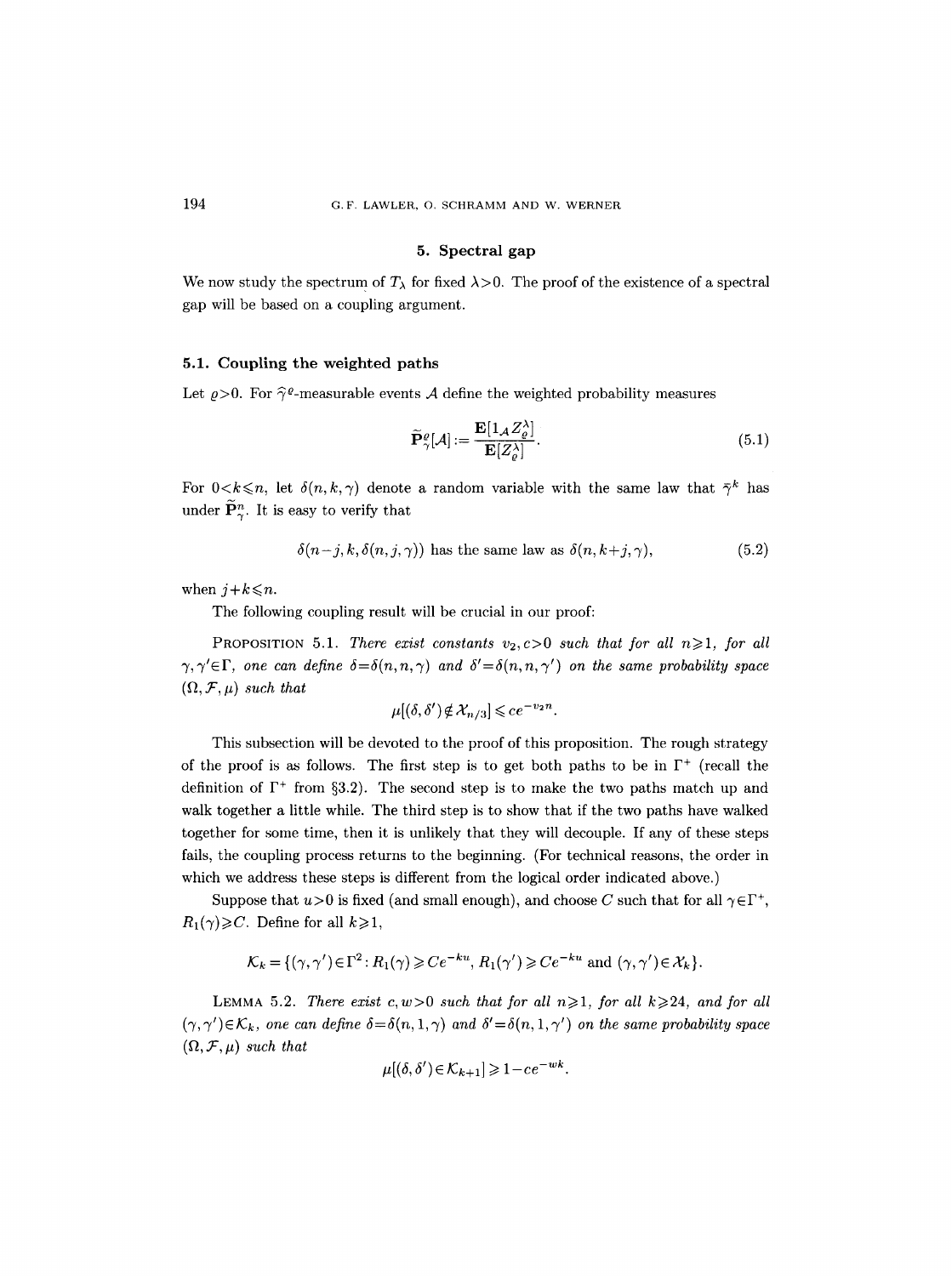## 5. Spectral gap

We now study the spectrum of $T_\lambda$ for fixed $\lambda>0$. The proof of the existence of a spectral gap will be based on a coupling argument.

### 5.1. Coupling the weighted paths

Let $\varrho>0$. For $\hat{\gamma}^\varrho$-measurable events $\mathcal{A}$ define the weighted probability measures

$$\widetilde{\mathbf{P}}^\varrho_\gamma[\mathcal{A}] := \frac{\mathbf{E}[1_\mathcal{A} Z^\lambda_\varrho]}{\mathbf{E}[Z^\lambda_\varrho]}. \tag{5.1}$$

For $0<k\leqslant n$, let $\delta(n,k,\gamma)$ denote a random variable with the same law that $\bar{\gamma}^k$ has under $\widetilde{\mathbf{P}}^n_\gamma$. It is easy to verify that

$$\delta(n-j,k,\delta(n,j,\gamma)) \text{ has the same law as } \delta(n,k+j,\gamma), \tag{5.2}$$

when $j+k\leqslant n$.

The following coupling result will be crucial in our proof:

**Proposition 5.1.** *There exist constants $v_2, c>0$ such that for all $n\geqslant 1$, for all $\gamma,\gamma'\in\Gamma$, one can define $\delta=\delta(n,n,\gamma)$ and $\delta'=\delta(n,n,\gamma')$ on the same probability space $(\Omega,\mathcal{F},\mu)$ such that*

$$\mu[(\delta,\delta')\notin\mathcal{X}_{n/3}]\leqslant ce^{-v_2 n}.$$

This subsection will be devoted to the proof of this proposition. The rough strategy of the proof is as follows. The first step is to get both paths to be in $\Gamma^+$ (recall the definition of $\Gamma^+$ from §3.2). The second step is to make the two paths match up and walk together a little while. The third step is to show that if the two paths have walked together for some time, then it is unlikely that they will decouple. If any of these steps fails, the coupling process returns to the beginning. (For technical reasons, the order in which we address these steps is different from the logical order indicated above.)

Suppose that $u>0$ is fixed (and small enough), and choose $C$ such that for all $\gamma\in\Gamma^+$, $R_1(\gamma)\geqslant C$. Define for all $k\geqslant 1$,

$$\mathcal{K}_k = \{(\gamma,\gamma')\in\Gamma^2 : R_1(\gamma)\geqslant Ce^{-ku},\ R_1(\gamma')\geqslant Ce^{-ku} \text{ and } (\gamma,\gamma')\in\mathcal{X}_k\}.$$

**Lemma 5.2.** *There exist $c,w>0$ such that for all $n\geqslant 1$, for all $k\geqslant 24$, and for all $(\gamma,\gamma')\in\mathcal{K}_k$, one can define $\delta=\delta(n,1,\gamma)$ and $\delta'=\delta(n,1,\gamma')$ on the same probability space $(\Omega,\mathcal{F},\mu)$ such that*

$$\mu[(\delta,\delta')\in\mathcal{K}_{k+1}]\geqslant 1-ce^{-wk}.$$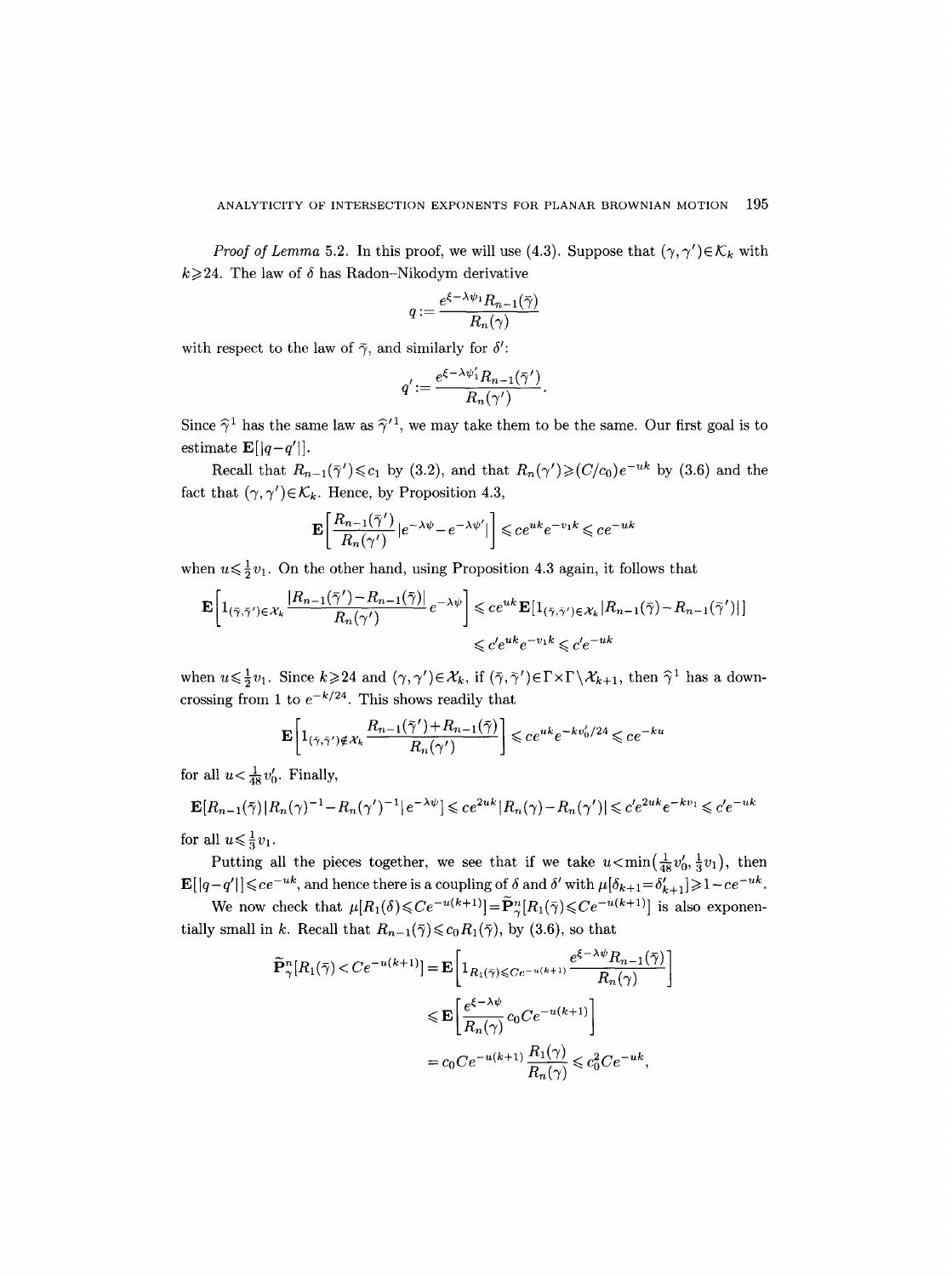*Proof of Lemma* 5.2. In this proof, we will use (4.3). Suppose that $(\gamma,\gamma')\in\mathcal{K}_k$ with $k\geqslant 24$. The law of $\delta$ has Radon–Nikodym derivative

$$q := \frac{e^{\xi-\lambda\psi_1}R_{n-1}(\bar\gamma)}{R_n(\gamma)}$$

with respect to the law of $\bar\gamma$, and similarly for $\delta'$:

$$q' := \frac{e^{\xi-\lambda\psi_1'}R_{n-1}(\bar\gamma')}{R_n(\gamma')}.$$

Since $\widehat\gamma^1$ has the same law as $\widehat\gamma'^1$, we may take them to be the same. Our first goal is to estimate $\mathbf{E}[|q-q'|]$.

Recall that $R_{n-1}(\bar\gamma')\leqslant c_1$ by (3.2), and that $R_n(\gamma')\geqslant (C/c_0)e^{-uk}$ by (3.6) and the fact that $(\gamma,\gamma')\in\mathcal{K}_k$. Hence, by Proposition 4.3,

$$\mathbf{E}\left[\frac{R_{n-1}(\bar\gamma')}{R_n(\gamma')}|e^{-\lambda\psi}-e^{-\lambda\psi'}|\right]\leqslant ce^{uk}e^{-v_1k}\leqslant ce^{-uk}$$

when $u\leqslant\frac{1}{2}v_1$. On the other hand, using Proposition 4.3 again, it follows that

$$\begin{aligned}\mathbf{E}\left[1_{(\bar\gamma,\bar\gamma')\in\mathcal{X}_k}\frac{|R_{n-1}(\bar\gamma')-R_{n-1}(\bar\gamma)|}{R_n(\gamma')}e^{-\lambda\psi}\right]&\leqslant ce^{uk}\mathbf{E}[1_{(\bar\gamma,\bar\gamma')\in\mathcal{X}_k}|R_{n-1}(\bar\gamma)-R_{n-1}(\bar\gamma')|]\\&\leqslant c'e^{uk}e^{-v_1k}\leqslant c'e^{-uk}\end{aligned}$$

when $u\leqslant\frac{1}{2}v_1$. Since $k\geqslant 24$ and $(\gamma,\gamma')\in\mathcal{X}_k$, if $(\bar\gamma,\bar\gamma')\in\Gamma\times\Gamma\setminus\mathcal{X}_{k+1}$, then $\widehat\gamma^1$ has a down-crossing from 1 to $e^{-k/24}$. This shows readily that

$$\mathbf{E}\left[1_{(\bar\gamma,\bar\gamma')\notin\mathcal{X}_k}\frac{R_{n-1}(\bar\gamma')+R_{n-1}(\bar\gamma)}{R_n(\gamma')}\right]\leqslant ce^{uk}e^{-kv_0'/24}\leqslant ce^{-ku}$$

for all $u<\frac{1}{48}v_0'$. Finally,

$$\mathbf{E}[R_{n-1}(\bar\gamma)\,|R_n(\gamma)^{-1}-R_n(\gamma')^{-1}|\,e^{-\lambda\psi}]\leqslant ce^{2uk}|R_n(\gamma)-R_n(\gamma')|\leqslant c'e^{2uk}e^{-kv_1}\leqslant c'e^{-uk}$$

for all $u\leqslant\frac{1}{3}v_1$.

Putting all the pieces together, we see that if we take $u<\min(\frac{1}{48}v_0',\frac{1}{3}v_1)$, then $\mathbf{E}[|q-q'|]\leqslant ce^{-uk}$, and hence there is a coupling of $\delta$ and $\delta'$ with $\mu[\delta_{k+1}=\delta'_{k+1}]\geqslant 1-ce^{-uk}$.

We now check that $\mu[R_1(\delta)\leqslant Ce^{-u(k+1)}]=\widetilde{\mathbf{P}}^n_\gamma[R_1(\bar\gamma)\leqslant Ce^{-u(k+1)}]$ is also exponentially small in $k$. Recall that $R_{n-1}(\bar\gamma)\leqslant c_0R_1(\bar\gamma)$, by (3.6), so that

$$\begin{aligned}\widetilde{\mathbf{P}}^n_\gamma[R_1(\bar\gamma)<Ce^{-u(k+1)}]&=\mathbf{E}\left[1_{R_1(\bar\gamma)\leqslant Ce^{-u(k+1)}}\frac{e^{\xi-\lambda\psi}R_{n-1}(\bar\gamma)}{R_n(\gamma)}\right]\\&\leqslant\mathbf{E}\left[\frac{e^{\xi-\lambda\psi}}{R_n(\gamma)}c_0Ce^{-u(k+1)}\right]\\&=c_0Ce^{-u(k+1)}\frac{R_1(\gamma)}{R_n(\gamma)}\leqslant c_0^2Ce^{-uk},\end{aligned}$$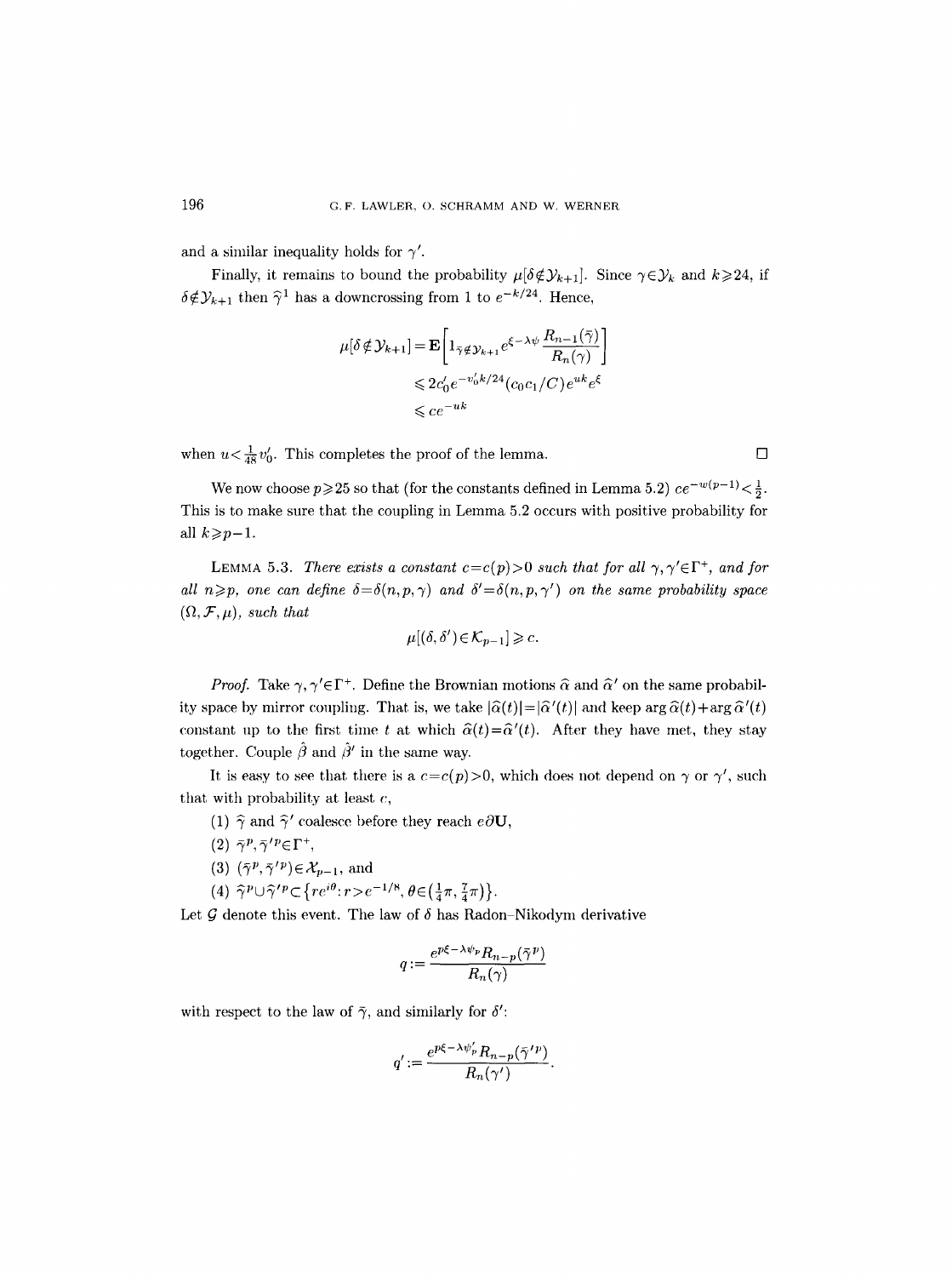and a similar inequality holds for $\gamma'$.

Finally, it remains to bound the probability $\mu[\delta\notin\mathcal{Y}_{k+1}]$. Since $\gamma\in\mathcal{Y}_k$ and $k\geqslant 24$, if $\delta\notin\mathcal{Y}_{k+1}$ then $\hat{\gamma}^1$ has a downcrossing from 1 to $e^{-k/24}$. Hence,

$$\begin{aligned}\mu[\delta\notin\mathcal{Y}_{k+1}] &= \mathbf{E}\left[1_{\bar{\gamma}\notin\mathcal{Y}_{k+1}} e^{\xi-\lambda\psi}\frac{R_{n-1}(\bar{\gamma})}{R_n(\gamma)}\right]\\ &\leqslant 2c_0' e^{-v_0' k/24}(c_0 c_1/C)e^{uk}e^{\xi}\\ &\leqslant ce^{-uk}\end{aligned}$$

when $u<\frac{1}{48}v_0'$. This completes the proof of the lemma. □

We now choose $p\geqslant 25$ so that (for the constants defined in Lemma 5.2) $ce^{-w(p-1)}<\frac{1}{2}$. This is to make sure that the coupling in Lemma 5.2 occurs with positive probability for all $k\geqslant p-1$.

**Lemma 5.3.** *There exists a constant $c=c(p)>0$ such that for all $\gamma,\gamma'\in\Gamma^+$, and for all $n\geqslant p$, one can define $\delta=\delta(n,p,\gamma)$ and $\delta'=\delta(n,p,\gamma')$ on the same probability space $(\Omega,\mathcal{F},\mu)$, such that*

$$\mu[(\delta,\delta')\in\mathcal{K}_{p-1}]\geqslant c.$$

*Proof.* Take $\gamma,\gamma'\in\Gamma^+$. Define the Brownian motions $\hat{\alpha}$ and $\hat{\alpha}'$ on the same probability space by mirror coupling. That is, we take $|\hat{\alpha}(t)|=|\hat{\alpha}'(t)|$ and keep $\arg\hat{\alpha}(t)+\arg\hat{\alpha}'(t)$ constant up to the first time $t$ at which $\hat{\alpha}(t)=\hat{\alpha}'(t)$. After they have met, they stay together. Couple $\hat{\beta}$ and $\hat{\beta}'$ in the same way.

It is easy to see that there is a $c=c(p)>0$, which does not depend on $\gamma$ or $\gamma'$, such that with probability at least $c$,

(1) $\hat{\gamma}$ and $\hat{\gamma}'$ coalesce before they reach $e\partial\mathbf{U}$,

(2) $\bar{\gamma}^p,\bar{\gamma}'^p\in\Gamma^+$,

(3) $(\bar{\gamma}^p,\bar{\gamma}'^p)\in\mathcal{X}_{p-1}$, and

(4) $\hat{\gamma}^p\cup\hat{\gamma}'^p\subset\{re^{i\theta}: r>e^{-1/8}, \theta\in(\frac{1}{4}\pi,\frac{7}{4}\pi)\}$.

Let $\mathcal{G}$ denote this event. The law of $\delta$ has Radon–Nikodym derivative

$$q:=\frac{e^{p\xi-\lambda\psi_p}R_{n-p}(\bar{\gamma}^p)}{R_n(\gamma)}$$

with respect to the law of $\bar{\gamma}$, and similarly for $\delta'$:

$$q':=\frac{e^{p\xi-\lambda\psi_p'}R_{n-p}(\bar{\gamma}'^p)}{R_n(\gamma')}.$$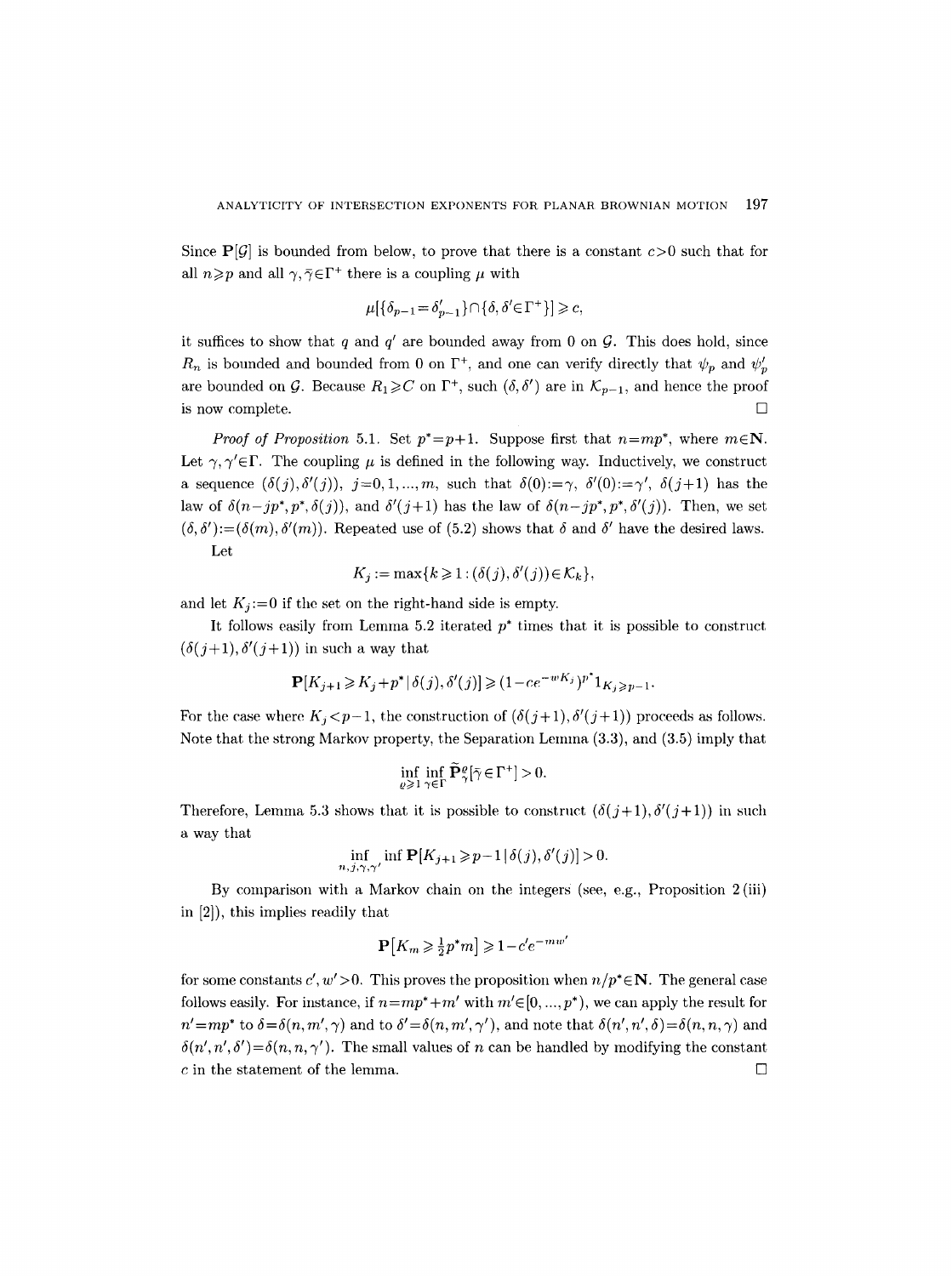Since $\mathbf{P}[\mathcal{G}]$ is bounded from below, to prove that there is a constant $c>0$ such that for all $n \geqslant p$ and all $\gamma, \bar{\gamma} \in \Gamma^+$ there is a coupling $\mu$ with

$$\mu[\{\delta_{p-1} = \delta'_{p-1}\} \cap \{\delta, \delta' \in \Gamma^+\}] \geqslant c,$$

it suffices to show that $q$ and $q'$ are bounded away from 0 on $\mathcal{G}$. This does hold, since $R_n$ is bounded and bounded from 0 on $\Gamma^+$, and one can verify directly that $\psi_p$ and $\psi'_p$ are bounded on $\mathcal{G}$. Because $R_1 \geqslant C$ on $\Gamma^+$, such $(\delta, \delta')$ are in $\mathcal{K}_{p-1}$, and hence the proof is now complete. $\square$

*Proof of Proposition* 5.1. Set $p^* = p+1$. Suppose first that $n = mp^*$, where $m \in \mathbf{N}$. Let $\gamma, \gamma' \in \Gamma$. The coupling $\mu$ is defined in the following way. Inductively, we construct a sequence $(\delta(j), \delta'(j))$, $j = 0, 1, ..., m$, such that $\delta(0) := \gamma$, $\delta'(0) := \gamma'$, $\delta(j+1)$ has the law of $\delta(n - jp^*, p^*, \delta(j))$, and $\delta'(j+1)$ has the law of $\delta(n - jp^*, p^*, \delta'(j))$. Then, we set $(\delta, \delta') := (\delta(m), \delta'(m))$. Repeated use of (5.2) shows that $\delta$ and $\delta'$ have the desired laws.

Let

$$K_j := \max\{k \geqslant 1 : (\delta(j), \delta'(j)) \in \mathcal{K}_k\},$$

and let $K_j := 0$ if the set on the right-hand side is empty.

It follows easily from Lemma 5.2 iterated $p^*$ times that it is possible to construct $(\delta(j+1), \delta'(j+1))$ in such a way that

$$\mathbf{P}[K_{j+1} \geqslant K_j + p^* \mid \delta(j), \delta'(j)] \geqslant (1 - ce^{-wK_j})^{p^*} 1_{K_j \geqslant p-1}.$$

For the case where $K_j < p-1$, the construction of $(\delta(j+1), \delta'(j+1))$ proceeds as follows. Note that the strong Markov property, the Separation Lemma (3.3), and (3.5) imply that

$$\inf_{\varrho \geqslant 1} \inf_{\gamma \in \Gamma} \widetilde{\mathbf{P}}^{\varrho}_{\gamma}[\bar{\gamma} \in \Gamma^+] > 0.$$

Therefore, Lemma 5.3 shows that it is possible to construct $(\delta(j+1), \delta'(j+1))$ in such a way that

$$\inf_{n, j, \gamma, \gamma'} \inf \mathbf{P}[K_{j+1} \geqslant p-1 \mid \delta(j), \delta'(j)] > 0.$$

By comparison with a Markov chain on the integers (see, e.g., Proposition 2 (iii) in [2]), this implies readily that

$$\mathbf{P}\big[K_m \geqslant \tfrac{1}{2} p^* m\big] \geqslant 1 - c' e^{-mw'}$$

for some constants $c', w' > 0$. This proves the proposition when $n/p^* \in \mathbf{N}$. The general case follows easily. For instance, if $n = mp^* + m'$ with $m' \in [0, ..., p^*)$, we can apply the result for $n' = mp^*$ to $\delta = \delta(n, m', \gamma)$ and to $\delta' = \delta(n, m', \gamma')$, and note that $\delta(n', n', \delta) = \delta(n, n, \gamma)$ and $\delta(n', n', \delta') = \delta(n, n, \gamma')$. The small values of $n$ can be handled by modifying the constant $c$ in the statement of the lemma. $\square$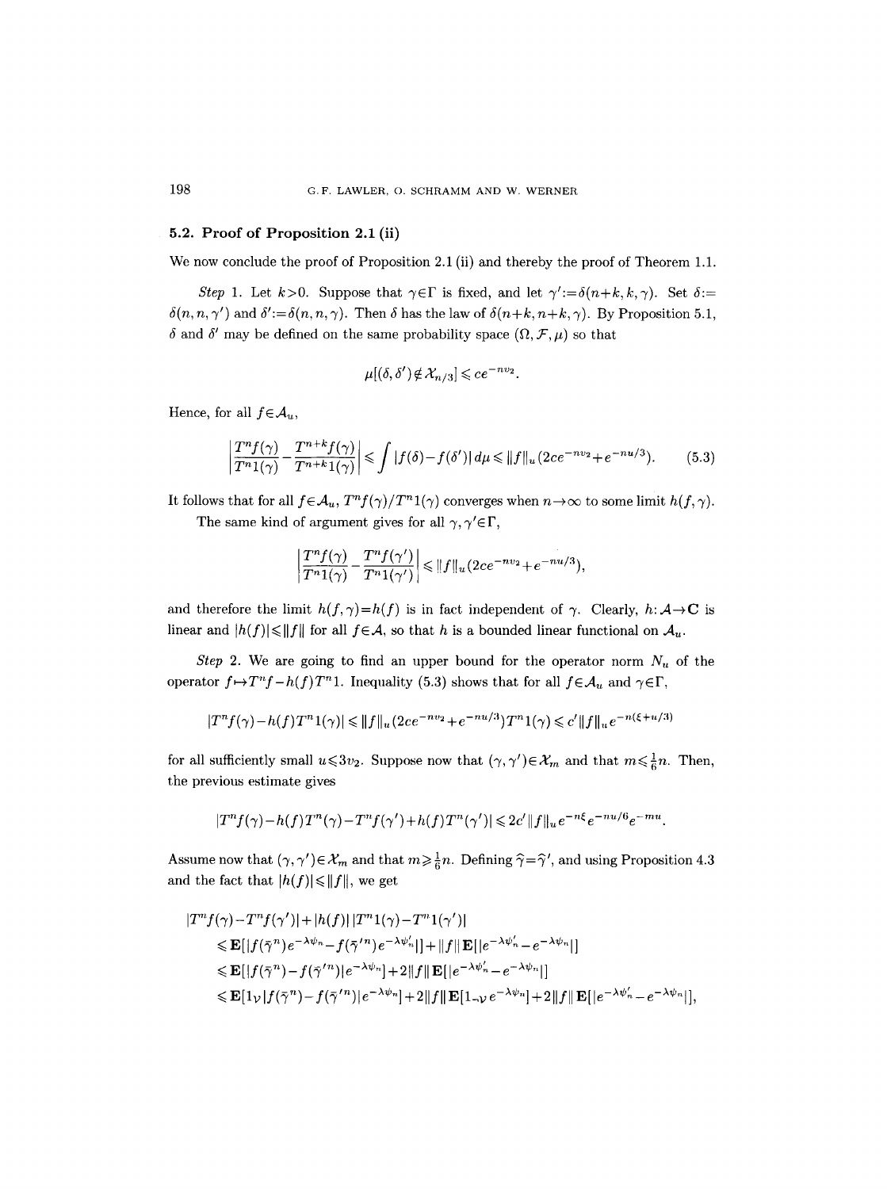### 5.2. Proof of Proposition 2.1 (ii)

We now conclude the proof of Proposition 2.1 (ii) and thereby the proof of Theorem 1.1.

*Step* 1. Let $k>0$. Suppose that $\gamma\in\Gamma$ is fixed, and let $\gamma':=\delta(n+k,k,\gamma)$. Set $\delta:=\delta(n,n,\gamma')$ and $\delta':=\delta(n,n,\gamma)$. Then $\delta$ has the law of $\delta(n+k,n+k,\gamma)$. By Proposition 5.1, $\delta$ and $\delta'$ may be defined on the same probability space $(\Omega,\mathcal{F},\mu)$ so that

$$\mu[(\delta,\delta')\notin\mathcal{X}_{n/3}]\leqslant ce^{-nv_2}.$$

Hence, for all $f\in\mathcal{A}_u$,

$$\left|\frac{T^nf(\gamma)}{T^n1(\gamma)}-\frac{T^{n+k}f(\gamma)}{T^{n+k}1(\gamma)}\right|\leqslant\int|f(\delta)-f(\delta')|\,d\mu\leqslant\|f\|_u(2ce^{-nv_2}+e^{-nu/3}).\tag{5.3}$$

It follows that for all $f\in\mathcal{A}_u$, $T^nf(\gamma)/T^n1(\gamma)$ converges when $n\to\infty$ to some limit $h(f,\gamma)$.

The same kind of argument gives for all $\gamma,\gamma'\in\Gamma$,

$$\left|\frac{T^nf(\gamma)}{T^n1(\gamma)}-\frac{T^nf(\gamma')}{T^n1(\gamma')}\right|\leqslant\|f\|_u(2ce^{-nv_2}+e^{-nu/3}),$$

and therefore the limit $h(f,\gamma)=h(f)$ is in fact independent of $\gamma$. Clearly, $h:\mathcal{A}\to\mathbf{C}$ is linear and $|h(f)|\leqslant\|f\|$ for all $f\in\mathcal{A}$, so that $h$ is a bounded linear functional on $\mathcal{A}_u$.

*Step* 2. We are going to find an upper bound for the operator norm $N_u$ of the operator $f\mapsto T^nf-h(f)T^n1$. Inequality (5.3) shows that for all $f\in\mathcal{A}_u$ and $\gamma\in\Gamma$,

$$|T^nf(\gamma)-h(f)T^n1(\gamma)|\leqslant\|f\|_u(2ce^{-nv_2}+e^{-nu/3})T^n1(\gamma)\leqslant c'\|f\|_ue^{-n(\xi+u/3)}$$

for all sufficiently small $u\leqslant 3v_2$. Suppose now that $(\gamma,\gamma')\in\mathcal{X}_m$ and that $m\leqslant\frac{1}{6}n$. Then, the previous estimate gives

$$|T^nf(\gamma)-h(f)T^n(\gamma)-T^nf(\gamma')+h(f)T^n(\gamma')|\leqslant 2c'\|f\|_ue^{-n\xi}e^{-nu/6}e^{-mu}.$$

Assume now that $(\gamma,\gamma')\in\mathcal{X}_m$ and that $m\geqslant\frac{1}{6}n$. Defining $\hat{\gamma}=\hat{\gamma}'$, and using Proposition 4.3 and the fact that $|h(f)|\leqslant\|f\|$, we get

$$\begin{aligned}
&|T^nf(\gamma)-T^nf(\gamma')|+|h(f)|\,|T^n1(\gamma)-T^n1(\gamma')|\\
&\quad\leqslant\mathbf{E}[|f(\bar{\gamma}^n)e^{-\lambda\psi_n}-f(\bar{\gamma}'^n)e^{-\lambda\psi'_n}|]+\|f\|\,\mathbf{E}[|e^{-\lambda\psi'_n}-e^{-\lambda\psi_n}|]\\
&\quad\leqslant\mathbf{E}[|f(\bar{\gamma}^n)-f(\bar{\gamma}'^n)|e^{-\lambda\psi_n}]+2\|f\|\,\mathbf{E}[|e^{-\lambda\psi'_n}-e^{-\lambda\psi_n}|]\\
&\quad\leqslant\mathbf{E}[1_V|f(\bar{\gamma}^n)-f(\bar{\gamma}'^n)|e^{-\lambda\psi_n}]+2\|f\|\,\mathbf{E}[1_{\neg V}e^{-\lambda\psi_n}]+2\|f\|\,\mathbf{E}[|e^{-\lambda\psi'_n}-e^{-\lambda\psi_n}|],
\end{aligned}$$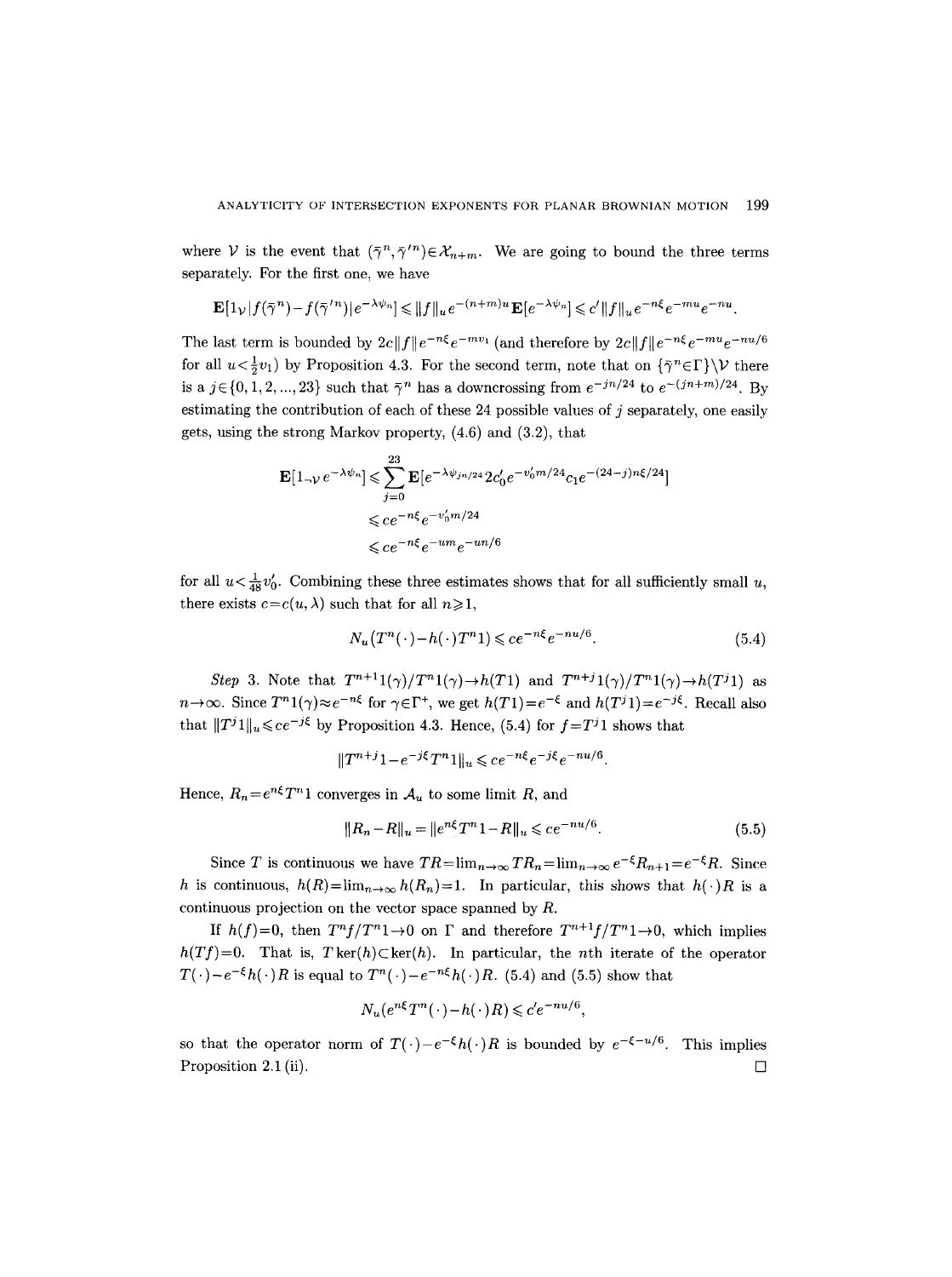where $\mathcal{V}$ is the event that $(\bar{\gamma}^n, \bar{\gamma}'^n) \in \mathcal{X}_{n+m}$. We are going to bound the three terms separately. For the first one, we have

$$\mathbf{E}[1_{\mathcal{V}}|f(\bar{\gamma}^n)-f(\bar{\gamma}'^n)|e^{-\lambda\psi_n}] \leqslant \|f\|_u e^{-(n+m)u}\mathbf{E}[e^{-\lambda\psi_n}] \leqslant c'\|f\|_u e^{-n\xi}e^{-mu}e^{-nu}.$$

The last term is bounded by $2c\|f\|e^{-n\xi}e^{-mv_1}$ (and therefore by $2c\|f\|e^{-n\xi}e^{-mu}e^{-nu/6}$ for all $u<\frac{1}{2}v_1$) by Proposition 4.3. For the second term, note that on $\{\bar{\gamma}^n \in \Gamma\}\setminus\mathcal{V}$ there is a $j\in\{0,1,2,...,23\}$ such that $\bar{\gamma}^n$ has a downcrossing from $e^{-jn/24}$ to $e^{-(jn+m)/24}$. By estimating the contribution of each of these 24 possible values of $j$ separately, one easily gets, using the strong Markov property, (4.6) and (3.2), that

$$\begin{aligned}
\mathbf{E}[1_{\neg\mathcal{V}}e^{-\lambda\psi_n}] &\leqslant \sum_{j=0}^{23}\mathbf{E}[e^{-\lambda\psi_{jn/24}}2c_0'e^{-v_0'm/24}c_1e^{-(24-j)n\xi/24}] \\
&\leqslant ce^{-n\xi}e^{-v_0'm/24} \\
&\leqslant ce^{-n\xi}e^{-um}e^{-un/6}
\end{aligned}$$

for all $u<\frac{1}{48}v_0'$. Combining these three estimates shows that for all sufficiently small $u$, there exists $c=c(u,\lambda)$ such that for all $n\geqslant 1$,

$$N_u(T^n(\cdot)-h(\cdot)T^n1) \leqslant ce^{-n\xi}e^{-nu/6}. \tag{5.4}$$

*Step* 3. Note that $T^{n+1}1(\gamma)/T^n1(\gamma)\to h(T1)$ and $T^{n+j}1(\gamma)/T^n1(\gamma)\to h(T^j1)$ as $n\to\infty$. Since $T^n1(\gamma)\approx e^{-n\xi}$ for $\gamma\in\Gamma^+$, we get $h(T1)=e^{-\xi}$ and $h(T^j1)=e^{-j\xi}$. Recall also that $\|T^j1\|_u\leqslant ce^{-j\xi}$ by Proposition 4.3. Hence, (5.4) for $f=T^j1$ shows that

$$\|T^{n+j}1-e^{-j\xi}T^n1\|_u \leqslant ce^{-n\xi}e^{-j\xi}e^{-nu/6}.$$

Hence, $R_n=e^{n\xi}T^n1$ converges in $\mathcal{A}_u$ to some limit $R$, and

$$\|R_n-R\|_u = \|e^{n\xi}T^n1-R\|_u \leqslant ce^{-nu/6}. \tag{5.5}$$

Since $T$ is continuous we have $TR=\lim_{n\to\infty}TR_n=\lim_{n\to\infty}e^{-\xi}R_{n+1}=e^{-\xi}R$. Since $h$ is continuous, $h(R)=\lim_{n\to\infty}h(R_n)=1$. In particular, this shows that $h(\cdot)R$ is a continuous projection on the vector space spanned by $R$.

If $h(f)=0$, then $T^nf/T^n1\to 0$ on $\Gamma$ and therefore $T^{n+1}f/T^n1\to 0$, which implies $h(Tf)=0$. That is, $T\ker(h)\subset\ker(h)$. In particular, the $n$th iterate of the operator $T(\cdot)-e^{-\xi}h(\cdot)R$ is equal to $T^n(\cdot)-e^{-n\xi}h(\cdot)R$. (5.4) and (5.5) show that

$$N_u(e^{n\xi}T^n(\cdot)-h(\cdot)R) \leqslant c'e^{-nu/6},$$

so that the operator norm of $T(\cdot)-e^{-\xi}h(\cdot)R$ is bounded by $e^{-\xi-u/6}$. This implies Proposition 2.1 (ii). $\square$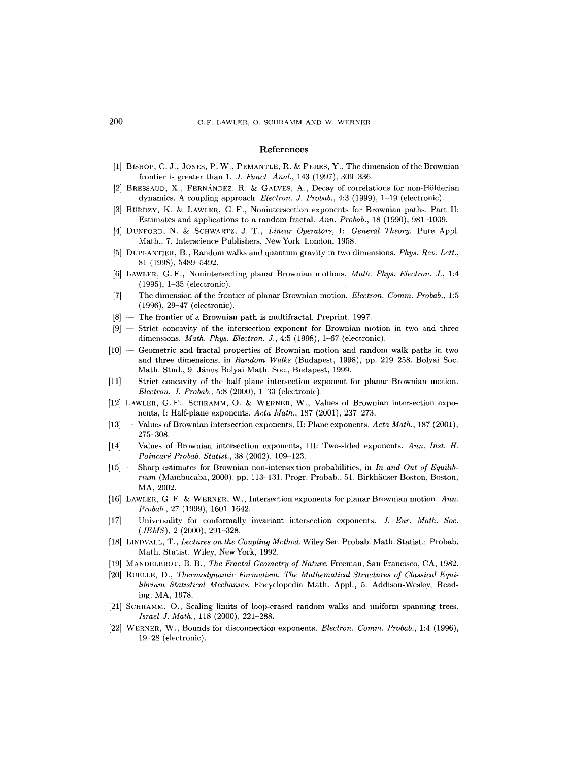## References

[1] Bishop, C. J., Jones, P. W., Pemantle, R. & Peres, Y., The dimension of the Brownian frontier is greater than 1. *J. Funct. Anal.*, 143 (1997), 309–336.

[2] Bressaud, X., Fernández, R. & Galves, A., Decay of correlations for non-Hölderian dynamics. A coupling approach. *Electron. J. Probab.*, 4:3 (1999), 1–19 (electronic).

[3] Burdzy, K. & Lawler, G. F., Nonintersection exponents for Brownian paths. Part II: Estimates and applications to a random fractal. *Ann. Probab.*, 18 (1990), 981–1009.

[4] Dunford, N. & Schwartz, J. T., *Linear Operators, I: General Theory.* Pure Appl. Math., 7. Interscience Publishers, New York–London, 1958.

[5] Duplantier, B., Random walks and quantum gravity in two dimensions. *Phys. Rev. Lett.*, 81 (1998), 5489–5492.

[6] Lawler, G. F., Nonintersecting planar Brownian motions. *Math. Phys. Electron. J.*, 1:4 (1995), 1–35 (electronic).

[7] — The dimension of the frontier of planar Brownian motion. *Electron. Comm. Probab.*, 1:5 (1996), 29–47 (electronic).

[8] — The frontier of a Brownian path is multifractal. Preprint, 1997.

[9] — Strict concavity of the intersection exponent for Brownian motion in two and three dimensions. *Math. Phys. Electron. J.*, 4:5 (1998), 1–67 (electronic).

[10] — Geometric and fractal properties of Brownian motion and random walk paths in two and three dimensions, in *Random Walks* (Budapest, 1998), pp. 219–258. Bolyai Soc. Math. Stud., 9. János Bolyai Math. Soc., Budapest, 1999.

[11] — Strict concavity of the half plane intersection exponent for planar Brownian motion. *Electron. J. Probab.*, 5:8 (2000), 1–33 (electronic).

[12] Lawler, G. F., Schramm, O. & Werner, W., Values of Brownian intersection exponents, I: Half-plane exponents. *Acta Math.*, 187 (2001), 237–273.

[13] — Values of Brownian intersection exponents, II: Plane exponents. *Acta Math.*, 187 (2001), 275–308.

[14] — Values of Brownian intersection exponents, III: Two-sided exponents. *Ann. Inst. H. Poincaré Probab. Statist.*, 38 (2002), 109–123.

[15] — Sharp estimates for Brownian non-intersection probabilities, in *In and Out of Equilibrium* (Mambucaba, 2000), pp. 113–131. Progr. Probab., 51. Birkhäuser Boston, Boston, MA, 2002.

[16] Lawler, G. F. & Werner, W., Intersection exponents for planar Brownian motion. *Ann. Probab.*, 27 (1999), 1601–1642.

[17] — Universality for conformally invariant intersection exponents. *J. Eur. Math. Soc. (JEMS)*, 2 (2000), 291–328.

[18] Lindvall, T., *Lectures on the Coupling Method.* Wiley Ser. Probab. Math. Statist.: Probab. Math. Statist. Wiley, New York, 1992.

[19] Mandelbrot, B. B., *The Fractal Geometry of Nature.* Freeman, San Francisco, CA, 1982.

[20] Ruelle, D., *Thermodynamic Formalism. The Mathematical Structures of Classical Equilibrium Statistical Mechanics.* Encyclopedia Math. Appl., 5. Addison-Wesley, Reading, MA, 1978.

[21] Schramm, O., Scaling limits of loop-erased random walks and uniform spanning trees. *Israel J. Math.*, 118 (2000), 221–288.

[22] Werner, W., Bounds for disconnection exponents. *Electron. Comm. Probab.*, 1:4 (1996), 19–28 (electronic).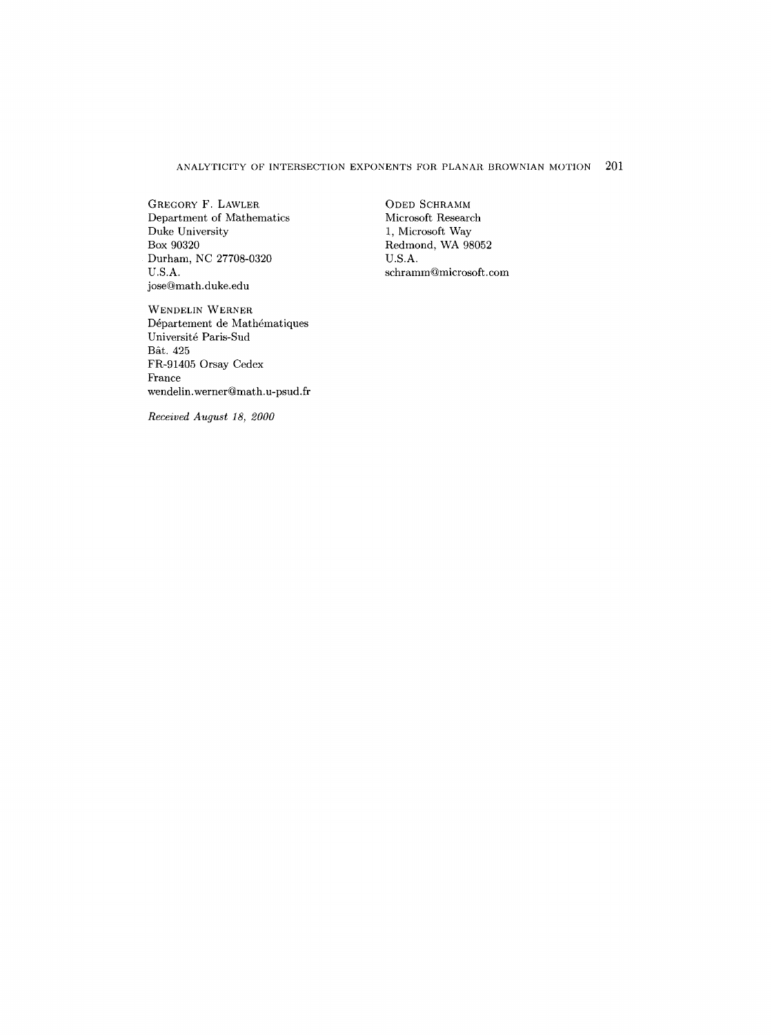Gregory F. Lawler  
Department of Mathematics  
Duke University  
Box 90320  
Durham, NC 27708-0320  
U.S.A.  
jose@math.duke.edu

Oded Schramm  
Microsoft Research  
1, Microsoft Way  
Redmond, WA 98052  
U.S.A.  
schramm@microsoft.com

Wendelin Werner  
Département de Mathématiques  
Université Paris-Sud  
Bât. 425  
FR-91405 Orsay Cedex  
France  
wendelin.werner@math.u-psud.fr

*Received August 18, 2000*